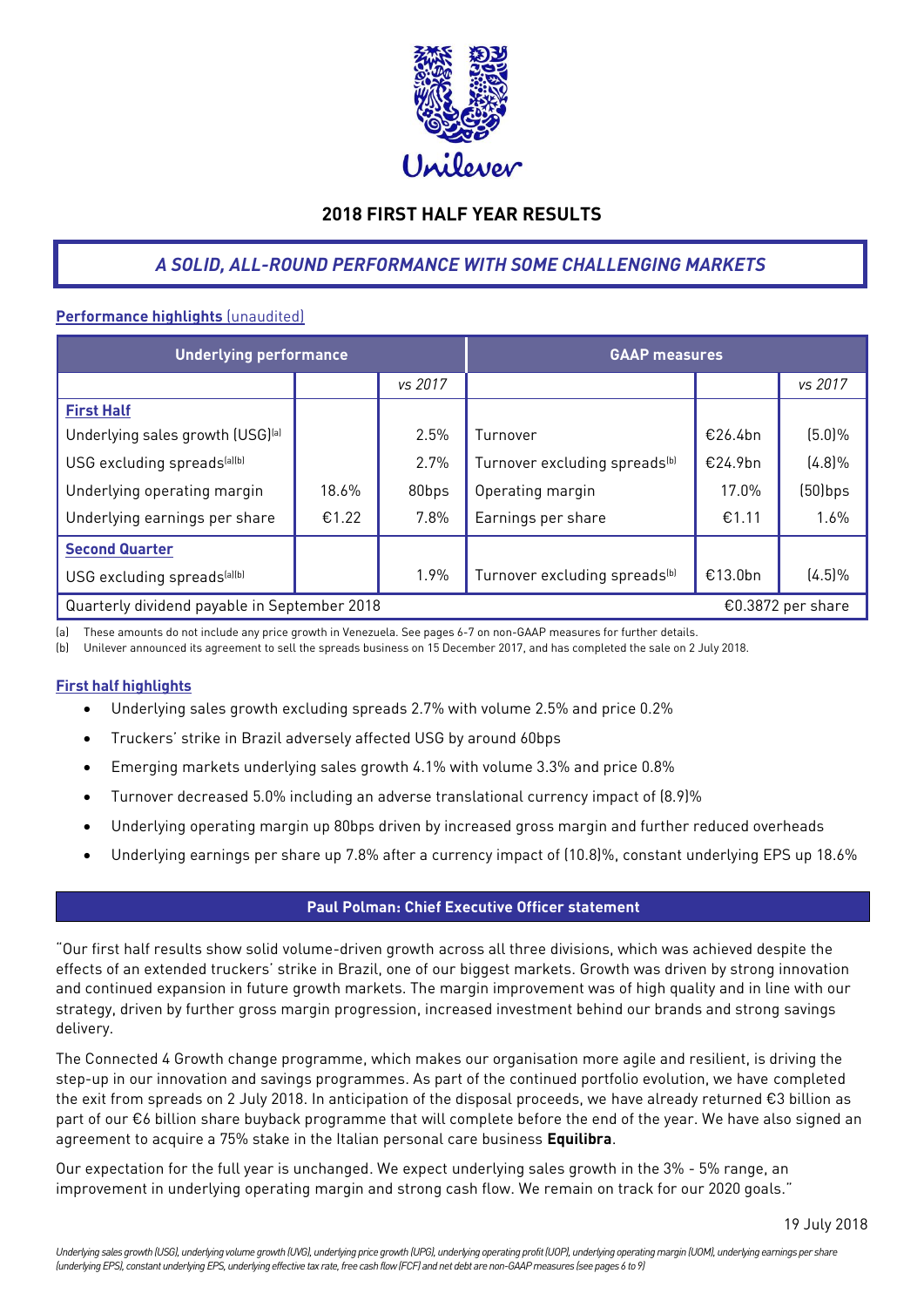# 2018 FIRST HALF YEAR RESULTS

## *A SOLID, ALL-ROUND PERFORMANCE WITH SOME CHALLENGING MARKETS*

**Performance highlights** (unaudited)

| Underlying performance | | | GAAP measures | | |
|---|---|---|---|---|---|
| | | *vs 2017* | | | *vs 2017* |
| **First Half** | | | | | |
| Underlying sales growth (USG)[a] | | 2.5% | Turnover | €26.4bn | (5.0)% |
| USG excluding spreads[a][b] | | 2.7% | Turnover excluding spreads[b] | €24.9bn | (4.8)% |
| Underlying operating margin | 18.6% | 80bps | Operating margin | 17.0% | (50)bps |
| Underlying earnings per share | €1.22 | 7.8% | Earnings per share | €1.11 | 1.6% |
| **Second Quarter** | | | | | |
| USG excluding spreads[a][b] | | 1.9% | Turnover excluding spreads[b] | €13.0bn | (4.5)% |
| Quarterly dividend payable in September 2018 | | | | €0.3872 per share | |

(a) These amounts do not include any price growth in Venezuela. See pages 6-7 on non-GAAP measures for further details.
(b) Unilever announced its agreement to sell the spreads business on 15 December 2017, and has completed the sale on 2 July 2018.

**First half highlights**

- Underlying sales growth excluding spreads 2.7% with volume 2.5% and price 0.2%
- Truckers' strike in Brazil adversely affected USG by around 60bps
- Emerging markets underlying sales growth 4.1% with volume 3.3% and price 0.8%
- Turnover decreased 5.0% including an adverse translational currency impact of (8.9)%
- Underlying operating margin up 80bps driven by increased gross margin and further reduced overheads
- Underlying earnings per share up 7.8% after a currency impact of (10.8)%, constant underlying EPS up 18.6%

**Paul Polman: Chief Executive Officer statement**

"Our first half results show solid volume-driven growth across all three divisions, which was achieved despite the effects of an extended truckers' strike in Brazil, one of our biggest markets. Growth was driven by strong innovation and continued expansion in future growth markets. The margin improvement was of high quality and in line with our strategy, driven by further gross margin progression, increased investment behind our brands and strong savings delivery.

The Connected 4 Growth change programme, which makes our organisation more agile and resilient, is driving the step-up in our innovation and savings programmes. As part of the continued portfolio evolution, we have completed the exit from spreads on 2 July 2018. In anticipation of the disposal proceeds, we have already returned €3 billion as part of our €6 billion share buyback programme that will complete before the end of the year. We have also signed an agreement to acquire a 75% stake in the Italian personal care business **Equilibra**.

Our expectation for the full year is unchanged. We expect underlying sales growth in the 3% - 5% range, an improvement in underlying operating margin and strong cash flow. We remain on track for our 2020 goals."

19 July 2018

*Underlying sales growth (USG), underlying volume growth (UVG), underlying price growth (UPG), underlying operating profit (UOP), underlying operating margin (UOM), underlying earnings per share (underlying EPS), constant underlying EPS, underlying effective tax rate, free cash flow (FCF) and net debt are non-GAAP measures (see pages 6 to 9)*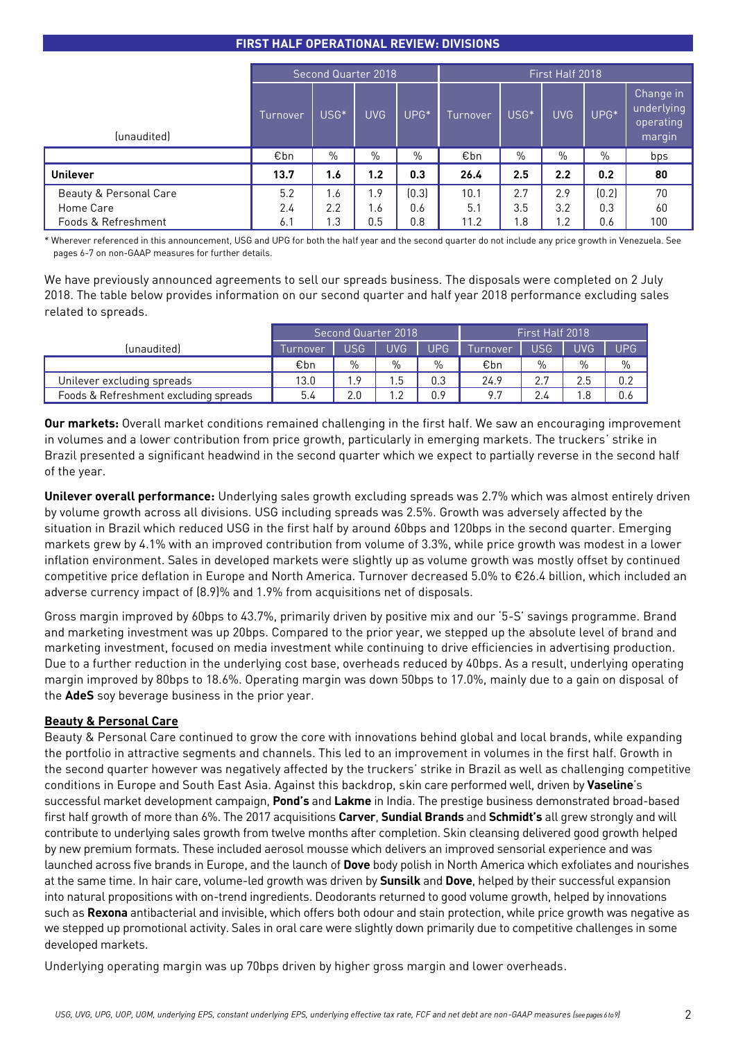## FIRST HALF OPERATIONAL REVIEW: DIVISIONS

| (unaudited) | Second Quarter 2018 | | | | First Half 2018 | | | | |
|---|---|---|---|---|---|---|---|---|---|
| | Turnover | USG* | UVG | UPG* | Turnover | USG* | UVG | UPG* | Change in underlying operating margin |
| | €bn | % | % | % | €bn | % | % | % | bps |
| **Unilever** | **13.7** | **1.6** | **1.2** | **0.3** | **26.4** | **2.5** | **2.2** | **0.2** | **80** |
| Beauty & Personal Care | 5.2 | 1.6 | 1.9 | (0.3) | 10.1 | 2.7 | 2.9 | (0.2) | 70 |
| Home Care | 2.4 | 2.2 | 1.6 | 0.6 | 5.1 | 3.5 | 3.2 | 0.3 | 60 |
| Foods & Refreshment | 6.1 | 1.3 | 0.5 | 0.8 | 11.2 | 1.8 | 1.2 | 0.6 | 100 |

* Wherever referenced in this announcement, USG and UPG for both the half year and the second quarter do not include any price growth in Venezuela. See pages 6-7 on non-GAAP measures for further details.

We have previously announced agreements to sell our spreads business. The disposals were completed on 2 July 2018. The table below provides information on our second quarter and half year 2018 performance excluding sales related to spreads.

| (unaudited) | Second Quarter 2018 | | | | First Half 2018 | | | |
|---|---|---|---|---|---|---|---|---|
| | Turnover | USG | UVG | UPG | Turnover | USG | UVG | UPG |
| | €bn | % | % | % | €bn | % | % | % |
| Unilever excluding spreads | 13.0 | 1.9 | 1.5 | 0.3 | 24.9 | 2.7 | 2.5 | 0.2 |
| Foods & Refreshment excluding spreads | 5.4 | 2.0 | 1.2 | 0.9 | 9.7 | 2.4 | 1.8 | 0.6 |

**Our markets:** Overall market conditions remained challenging in the first half. We saw an encouraging improvement in volumes and a lower contribution from price growth, particularly in emerging markets. The truckers' strike in Brazil presented a significant headwind in the second quarter which we expect to partially reverse in the second half of the year.

**Unilever overall performance:** Underlying sales growth excluding spreads was 2.7% which was almost entirely driven by volume growth across all divisions. USG including spreads was 2.5%. Growth was adversely affected by the situation in Brazil which reduced USG in the first half by around 60bps and 120bps in the second quarter. Emerging markets grew by 4.1% with an improved contribution from volume of 3.3%, while price growth was modest in a lower inflation environment. Sales in developed markets were slightly up as volume growth was mostly offset by continued competitive price deflation in Europe and North America. Turnover decreased 5.0% to €26.4 billion, which included an adverse currency impact of (8.9)% and 1.9% from acquisitions net of disposals.

Gross margin improved by 60bps to 43.7%, primarily driven by positive mix and our '5-S' savings programme. Brand and marketing investment was up 20bps. Compared to the prior year, we stepped up the absolute level of brand and marketing investment, focused on media investment while continuing to drive efficiencies in advertising production. Due to a further reduction in the underlying cost base, overheads reduced by 40bps. As a result, underlying operating margin improved by 80bps to 18.6%. Operating margin was down 50bps to 17.0%, mainly due to a gain on disposal of the **AdeS** soy beverage business in the prior year.

### Beauty & Personal Care

Beauty & Personal Care continued to grow the core with innovations behind global and local brands, while expanding the portfolio in attractive segments and channels. This led to an improvement in volumes in the first half. Growth in the second quarter however was negatively affected by the truckers' strike in Brazil as well as challenging competitive conditions in Europe and South East Asia. Against this backdrop, skin care performed well, driven by **Vaseline**'s successful market development campaign, **Pond's** and **Lakme** in India. The prestige business demonstrated broad-based first half growth of more than 6%. The 2017 acquisitions **Carver**, **Sundial Brands** and **Schmidt's** all grew strongly and will contribute to underlying sales growth from twelve months after completion. Skin cleansing delivered good growth helped by new premium formats. These included aerosol mousse which delivers an improved sensorial experience and was launched across five brands in Europe, and the launch of **Dove** body polish in North America which exfoliates and nourishes at the same time. In hair care, volume-led growth was driven by **Sunsilk** and **Dove**, helped by their successful expansion into natural propositions with on-trend ingredients. Deodorants returned to good volume growth, helped by innovations such as **Rexona** antibacterial and invisible, which offers both odour and stain protection, while price growth was negative as we stepped up promotional activity. Sales in oral care were slightly down primarily due to competitive challenges in some developed markets.

Underlying operating margin was up 70bps driven by higher gross margin and lower overheads.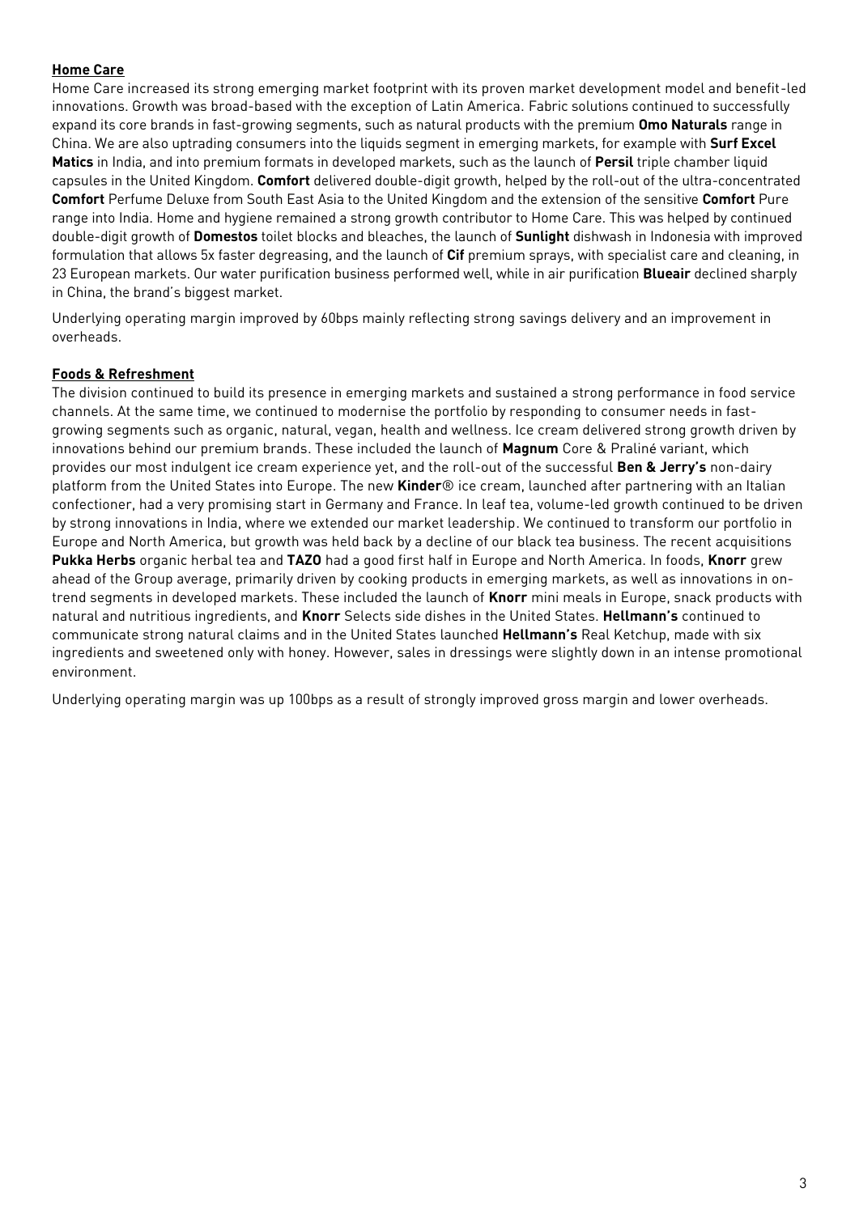**Home Care**

Home Care increased its strong emerging market footprint with its proven market development model and benefit-led innovations. Growth was broad-based with the exception of Latin America. Fabric solutions continued to successfully expand its core brands in fast-growing segments, such as natural products with the premium **Omo Naturals** range in China. We are also uptrading consumers into the liquids segment in emerging markets, for example with **Surf Excel Matics** in India, and into premium formats in developed markets, such as the launch of **Persil** triple chamber liquid capsules in the United Kingdom. **Comfort** delivered double-digit growth, helped by the roll-out of the ultra-concentrated **Comfort** Perfume Deluxe from South East Asia to the United Kingdom and the extension of the sensitive **Comfort** Pure range into India. Home and hygiene remained a strong growth contributor to Home Care. This was helped by continued double-digit growth of **Domestos** toilet blocks and bleaches, the launch of **Sunlight** dishwash in Indonesia with improved formulation that allows 5x faster degreasing, and the launch of **Cif** premium sprays, with specialist care and cleaning, in 23 European markets. Our water purification business performed well, while in air purification **Blueair** declined sharply in China, the brand's biggest market.

Underlying operating margin improved by 60bps mainly reflecting strong savings delivery and an improvement in overheads.

**Foods & Refreshment**

The division continued to build its presence in emerging markets and sustained a strong performance in food service channels. At the same time, we continued to modernise the portfolio by responding to consumer needs in fast-growing segments such as organic, natural, vegan, health and wellness. Ice cream delivered strong growth driven by innovations behind our premium brands. These included the launch of **Magnum** Core & Praliné variant, which provides our most indulgent ice cream experience yet, and the roll-out of the successful **Ben & Jerry's** non-dairy platform from the United States into Europe. The new **Kinder**® ice cream, launched after partnering with an Italian confectioner, had a very promising start in Germany and France. In leaf tea, volume-led growth continued to be driven by strong innovations in India, where we extended our market leadership. We continued to transform our portfolio in Europe and North America, but growth was held back by a decline of our black tea business. The recent acquisitions **Pukka Herbs** organic herbal tea and **TAZO** had a good first half in Europe and North America. In foods, **Knorr** grew ahead of the Group average, primarily driven by cooking products in emerging markets, as well as innovations in on-trend segments in developed markets. These included the launch of **Knorr** mini meals in Europe, snack products with natural and nutritious ingredients, and **Knorr** Selects side dishes in the United States. **Hellmann's** continued to communicate strong natural claims and in the United States launched **Hellmann's** Real Ketchup, made with six ingredients and sweetened only with honey. However, sales in dressings were slightly down in an intense promotional environment.

Underlying operating margin was up 100bps as a result of strongly improved gross margin and lower overheads.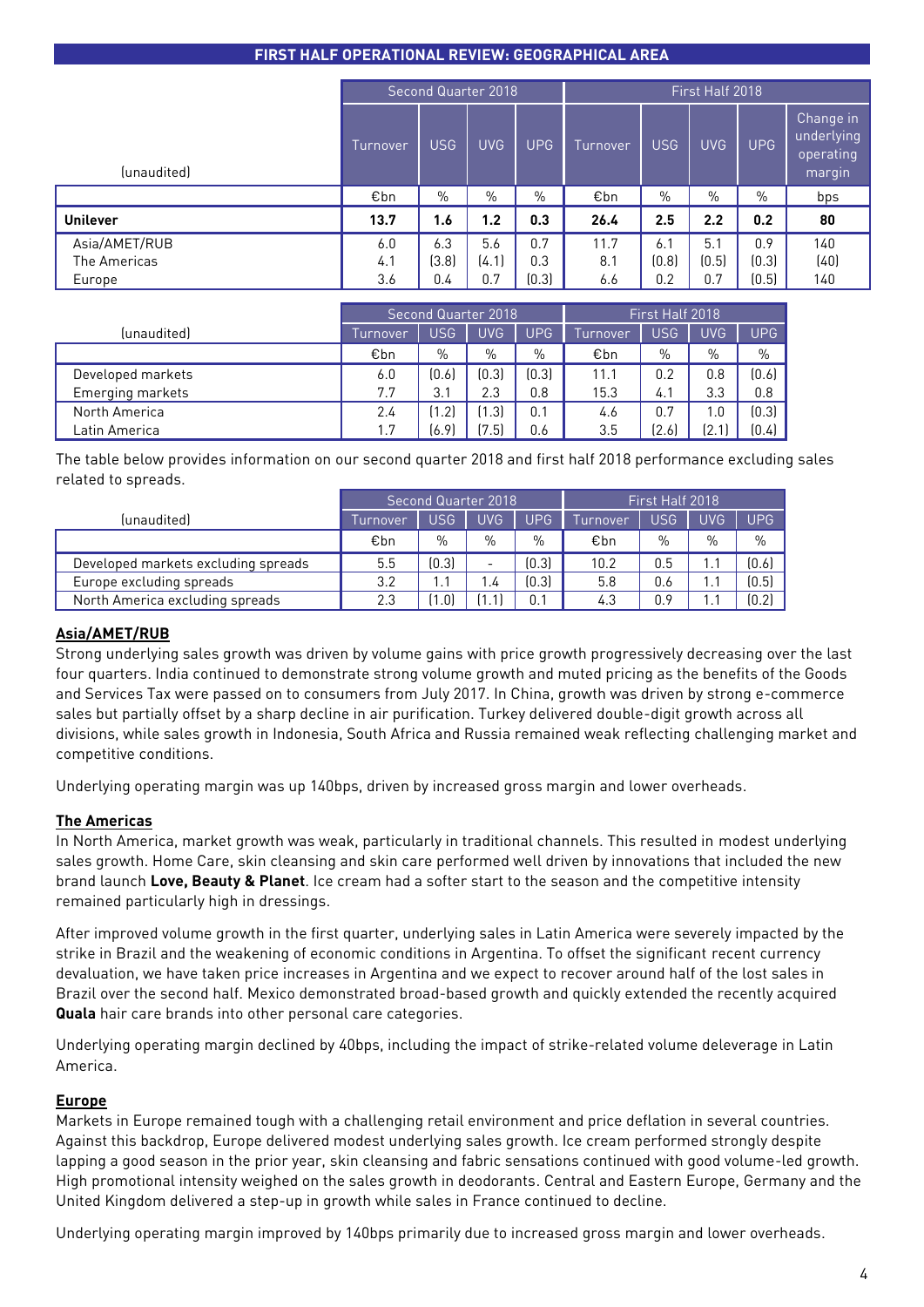## FIRST HALF OPERATIONAL REVIEW: GEOGRAPHICAL AREA

| (unaudited) | Second Quarter 2018 | | | | First Half 2018 | | | | |
|---|---|---|---|---|---|---|---|---|---|
| | Turnover | USG | UVG | UPG | Turnover | USG | UVG | UPG | Change in underlying operating margin |
| | €bn | % | % | % | €bn | % | % | % | bps |
| **Unilever** | **13.7** | **1.6** | **1.2** | **0.3** | **26.4** | **2.5** | **2.2** | **0.2** | **80** |
| Asia/AMET/RUB | 6.0 | 6.3 | 5.6 | 0.7 | 11.7 | 6.1 | 5.1 | 0.9 | 140 |
| The Americas | 4.1 | (3.8) | (4.1) | 0.3 | 8.1 | (0.8) | (0.5) | (0.3) | (40) |
| Europe | 3.6 | 0.4 | 0.7 | (0.3) | 6.6 | 0.2 | 0.7 | (0.5) | 140 |

| (unaudited) | Second Quarter 2018 | | | | First Half 2018 | | | |
|---|---|---|---|---|---|---|---|---|
| | Turnover | USG | UVG | UPG | Turnover | USG | UVG | UPG |
| | €bn | % | % | % | €bn | % | % | % |
| Developed markets | 6.0 | (0.6) | (0.3) | (0.3) | 11.1 | 0.2 | 0.8 | (0.6) |
| Emerging markets | 7.7 | 3.1 | 2.3 | 0.8 | 15.3 | 4.1 | 3.3 | 0.8 |
| North America | 2.4 | (1.2) | (1.3) | 0.1 | 4.6 | 0.7 | 1.0 | (0.3) |
| Latin America | 1.7 | (6.9) | (7.5) | 0.6 | 3.5 | (2.6) | (2.1) | (0.4) |

The table below provides information on our second quarter 2018 and first half 2018 performance excluding sales related to spreads.

| (unaudited) | Second Quarter 2018 | | | | First Half 2018 | | | |
|---|---|---|---|---|---|---|---|---|
| | Turnover | USG | UVG | UPG | Turnover | USG | UVG | UPG |
| | €bn | % | % | % | €bn | % | % | % |
| Developed markets excluding spreads | 5.5 | (0.3) | - | (0.3) | 10.2 | 0.5 | 1.1 | (0.6) |
| Europe excluding spreads | 3.2 | 1.1 | 1.4 | (0.3) | 5.8 | 0.6 | 1.1 | (0.5) |
| North America excluding spreads | 2.3 | (1.0) | (1.1) | 0.1 | 4.3 | 0.9 | 1.1 | (0.2) |

### Asia/AMET/RUB

Strong underlying sales growth was driven by volume gains with price growth progressively decreasing over the last four quarters. India continued to demonstrate strong volume growth and muted pricing as the benefits of the Goods and Services Tax were passed on to consumers from July 2017. In China, growth was driven by strong e-commerce sales but partially offset by a sharp decline in air purification. Turkey delivered double-digit growth across all divisions, while sales growth in Indonesia, South Africa and Russia remained weak reflecting challenging market and competitive conditions.

Underlying operating margin was up 140bps, driven by increased gross margin and lower overheads.

### The Americas

In North America, market growth was weak, particularly in traditional channels. This resulted in modest underlying sales growth. Home Care, skin cleansing and skin care performed well driven by innovations that included the new brand launch **Love, Beauty & Planet**. Ice cream had a softer start to the season and the competitive intensity remained particularly high in dressings.

After improved volume growth in the first quarter, underlying sales in Latin America were severely impacted by the strike in Brazil and the weakening of economic conditions in Argentina. To offset the significant recent currency devaluation, we have taken price increases in Argentina and we expect to recover around half of the lost sales in Brazil over the second half. Mexico demonstrated broad-based growth and quickly extended the recently acquired **Quala** hair care brands into other personal care categories.

Underlying operating margin declined by 40bps, including the impact of strike-related volume deleverage in Latin America.

### Europe

Markets in Europe remained tough with a challenging retail environment and price deflation in several countries. Against this backdrop, Europe delivered modest underlying sales growth. Ice cream performed strongly despite lapping a good season in the prior year, skin cleansing and fabric sensations continued with good volume-led growth. High promotional intensity weighed on the sales growth in deodorants. Central and Eastern Europe, Germany and the United Kingdom delivered a step-up in growth while sales in France continued to decline.

Underlying operating margin improved by 140bps primarily due to increased gross margin and lower overheads.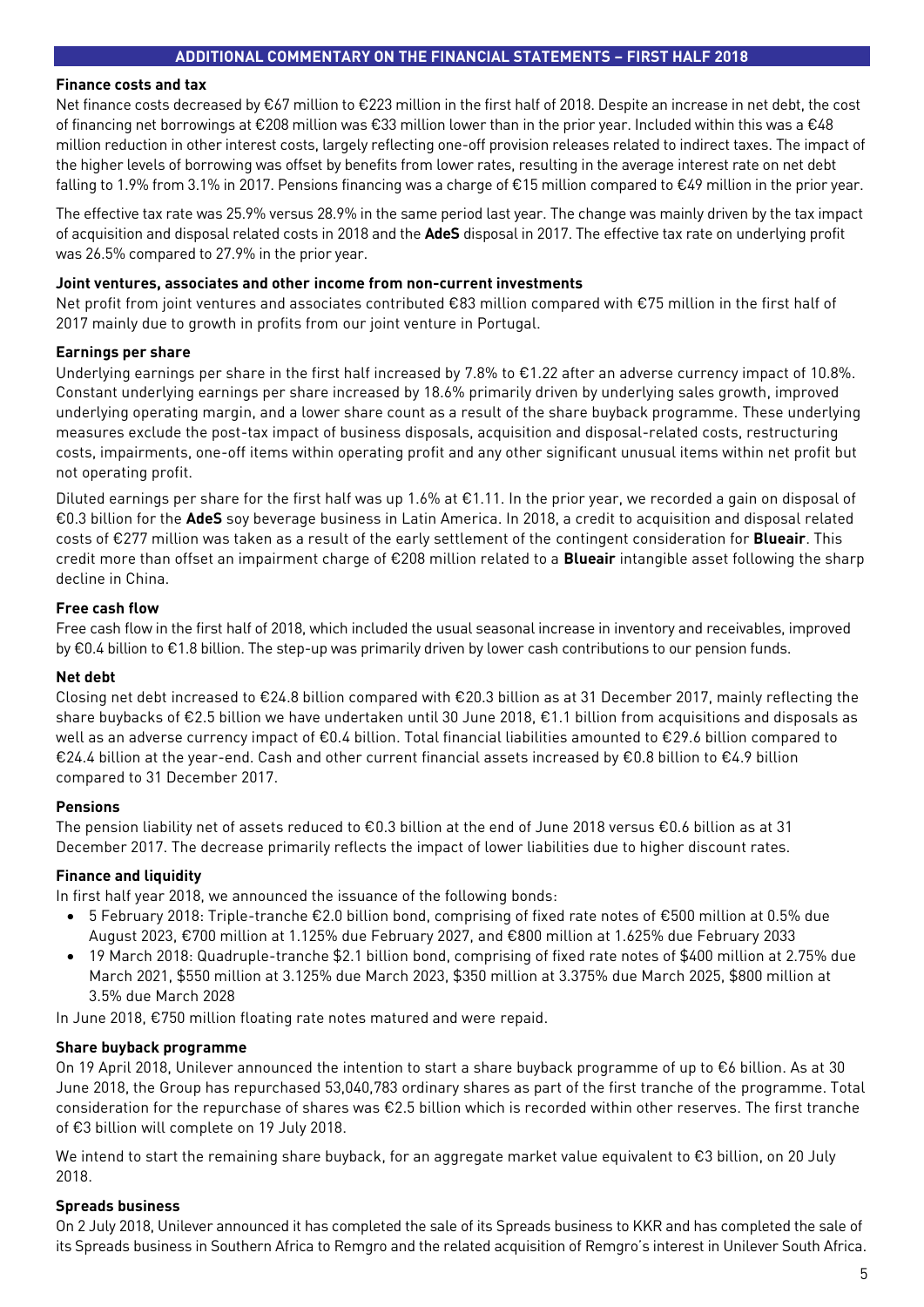## ADDITIONAL COMMENTARY ON THE FINANCIAL STATEMENTS – FIRST HALF 2018

### Finance costs and tax

Net finance costs decreased by €67 million to €223 million in the first half of 2018. Despite an increase in net debt, the cost of financing net borrowings at €208 million was €33 million lower than in the prior year. Included within this was a €48 million reduction in other interest costs, largely reflecting one-off provision releases related to indirect taxes. The impact of the higher levels of borrowing was offset by benefits from lower rates, resulting in the average interest rate on net debt falling to 1.9% from 3.1% in 2017. Pensions financing was a charge of €15 million compared to €49 million in the prior year.

The effective tax rate was 25.9% versus 28.9% in the same period last year. The change was mainly driven by the tax impact of acquisition and disposal related costs in 2018 and the **AdeS** disposal in 2017. The effective tax rate on underlying profit was 26.5% compared to 27.9% in the prior year.

### Joint ventures, associates and other income from non-current investments

Net profit from joint ventures and associates contributed €83 million compared with €75 million in the first half of 2017 mainly due to growth in profits from our joint venture in Portugal.

### Earnings per share

Underlying earnings per share in the first half increased by 7.8% to €1.22 after an adverse currency impact of 10.8%. Constant underlying earnings per share increased by 18.6% primarily driven by underlying sales growth, improved underlying operating margin, and a lower share count as a result of the share buyback programme. These underlying measures exclude the post-tax impact of business disposals, acquisition and disposal-related costs, restructuring costs, impairments, one-off items within operating profit and any other significant unusual items within net profit but not operating profit.

Diluted earnings per share for the first half was up 1.6% at €1.11. In the prior year, we recorded a gain on disposal of €0.3 billion for the **AdeS** soy beverage business in Latin America. In 2018, a credit to acquisition and disposal related costs of €277 million was taken as a result of the early settlement of the contingent consideration for **Blueair**. This credit more than offset an impairment charge of €208 million related to a **Blueair** intangible asset following the sharp decline in China.

### Free cash flow

Free cash flow in the first half of 2018, which included the usual seasonal increase in inventory and receivables, improved by €0.4 billion to €1.8 billion. The step-up was primarily driven by lower cash contributions to our pension funds.

### Net debt

Closing net debt increased to €24.8 billion compared with €20.3 billion as at 31 December 2017, mainly reflecting the share buybacks of €2.5 billion we have undertaken until 30 June 2018, €1.1 billion from acquisitions and disposals as well as an adverse currency impact of €0.4 billion. Total financial liabilities amounted to €29.6 billion compared to €24.4 billion at the year-end. Cash and other current financial assets increased by €0.8 billion to €4.9 billion compared to 31 December 2017.

### Pensions

The pension liability net of assets reduced to €0.3 billion at the end of June 2018 versus €0.6 billion as at 31 December 2017. The decrease primarily reflects the impact of lower liabilities due to higher discount rates.

### Finance and liquidity

In first half year 2018, we announced the issuance of the following bonds:

- 5 February 2018: Triple-tranche €2.0 billion bond, comprising of fixed rate notes of €500 million at 0.5% due August 2023, €700 million at 1.125% due February 2027, and €800 million at 1.625% due February 2033
- 19 March 2018: Quadruple-tranche $2.1 billion bond, comprising of fixed rate notes of $400 million at 2.75% due March 2021, $550 million at 3.125% due March 2023, $350 million at 3.375% due March 2025, $800 million at 3.5% due March 2028

In June 2018, €750 million floating rate notes matured and were repaid.

### Share buyback programme

On 19 April 2018, Unilever announced the intention to start a share buyback programme of up to €6 billion. As at 30 June 2018, the Group has repurchased 53,040,783 ordinary shares as part of the first tranche of the programme. Total consideration for the repurchase of shares was €2.5 billion which is recorded within other reserves. The first tranche of €3 billion will complete on 19 July 2018.

We intend to start the remaining share buyback, for an aggregate market value equivalent to €3 billion, on 20 July 2018.

### Spreads business

On 2 July 2018, Unilever announced it has completed the sale of its Spreads business to KKR and has completed the sale of its Spreads business in Southern Africa to Remgro and the related acquisition of Remgro's interest in Unilever South Africa.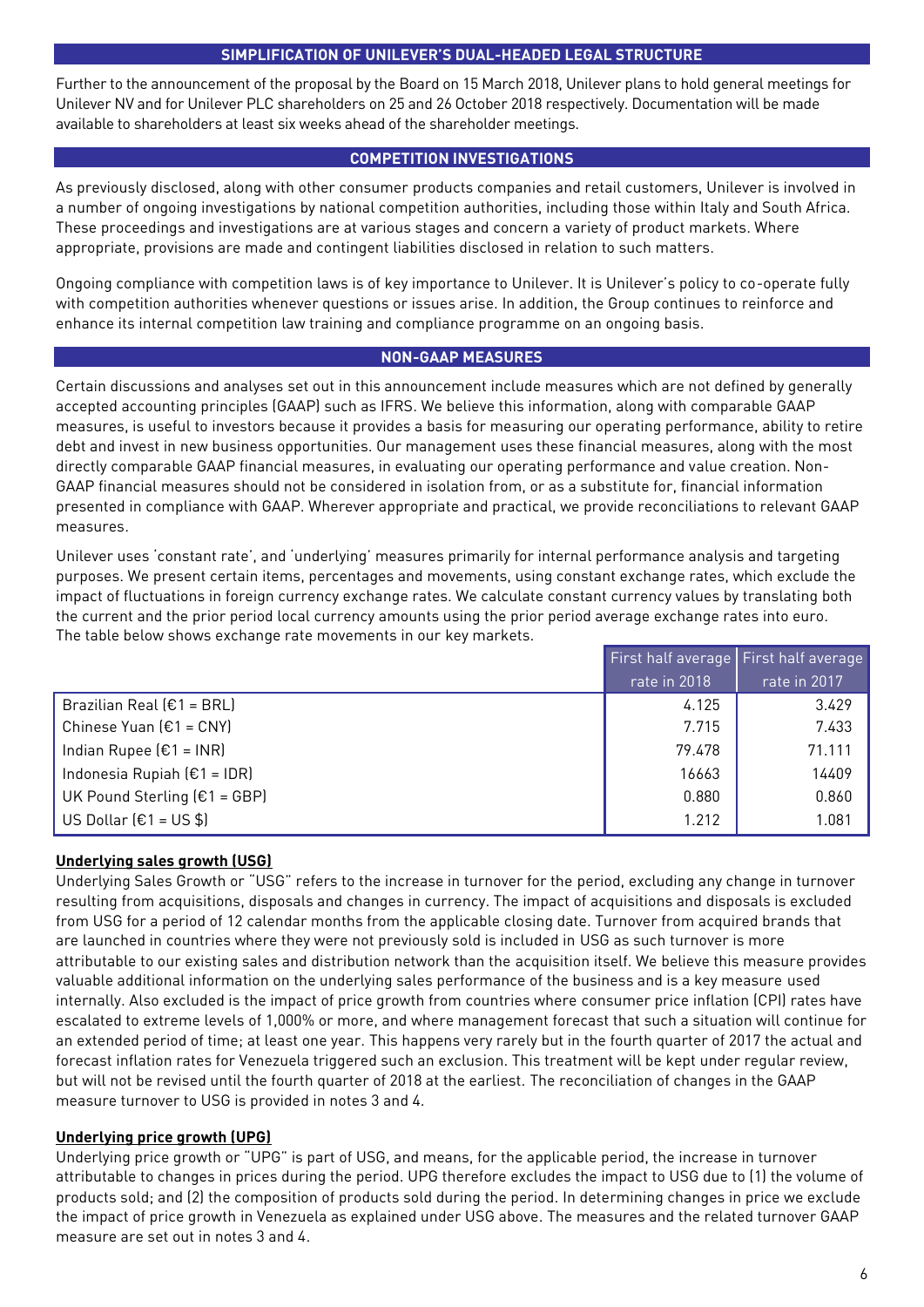## SIMPLIFICATION OF UNILEVER'S DUAL-HEADED LEGAL STRUCTURE

Further to the announcement of the proposal by the Board on 15 March 2018, Unilever plans to hold general meetings for Unilever NV and for Unilever PLC shareholders on 25 and 26 October 2018 respectively. Documentation will be made available to shareholders at least six weeks ahead of the shareholder meetings.

## COMPETITION INVESTIGATIONS

As previously disclosed, along with other consumer products companies and retail customers, Unilever is involved in a number of ongoing investigations by national competition authorities, including those within Italy and South Africa. These proceedings and investigations are at various stages and concern a variety of product markets. Where appropriate, provisions are made and contingent liabilities disclosed in relation to such matters.

Ongoing compliance with competition laws is of key importance to Unilever. It is Unilever's policy to co-operate fully with competition authorities whenever questions or issues arise. In addition, the Group continues to reinforce and enhance its internal competition law training and compliance programme on an ongoing basis.

## NON-GAAP MEASURES

Certain discussions and analyses set out in this announcement include measures which are not defined by generally accepted accounting principles (GAAP) such as IFRS. We believe this information, along with comparable GAAP measures, is useful to investors because it provides a basis for measuring our operating performance, ability to retire debt and invest in new business opportunities. Our management uses these financial measures, along with the most directly comparable GAAP financial measures, in evaluating our operating performance and value creation. Non-GAAP financial measures should not be considered in isolation from, or as a substitute for, financial information presented in compliance with GAAP. Wherever appropriate and practical, we provide reconciliations to relevant GAAP measures.

Unilever uses 'constant rate', and 'underlying' measures primarily for internal performance analysis and targeting purposes. We present certain items, percentages and movements, using constant exchange rates, which exclude the impact of fluctuations in foreign currency exchange rates. We calculate constant currency values by translating both the current and the prior period local currency amounts using the prior period average exchange rates into euro. The table below shows exchange rate movements in our key markets.

| | First half average rate in 2018 | First half average rate in 2017 |
|---|---|---|
| Brazilian Real (€1 = BRL) | 4.125 | 3.429 |
| Chinese Yuan (€1 = CNY) | 7.715 | 7.433 |
| Indian Rupee (€1 = INR) | 79.478 | 71.111 |
| Indonesia Rupiah (€1 = IDR) | 16663 | 14409 |
| UK Pound Sterling (€1 = GBP) | 0.880 | 0.860 |
| US Dollar (€1 = US $) | 1.212 | 1.081 |

### Underlying sales growth (USG)

Underlying Sales Growth or "USG" refers to the increase in turnover for the period, excluding any change in turnover resulting from acquisitions, disposals and changes in currency. The impact of acquisitions and disposals is excluded from USG for a period of 12 calendar months from the applicable closing date. Turnover from acquired brands that are launched in countries where they were not previously sold is included in USG as such turnover is more attributable to our existing sales and distribution network than the acquisition itself. We believe this measure provides valuable additional information on the underlying sales performance of the business and is a key measure used internally. Also excluded is the impact of price growth from countries where consumer price inflation (CPI) rates have escalated to extreme levels of 1,000% or more, and where management forecast that such a situation will continue for an extended period of time; at least one year. This happens very rarely but in the fourth quarter of 2017 the actual and forecast inflation rates for Venezuela triggered such an exclusion. This treatment will be kept under regular review, but will not be revised until the fourth quarter of 2018 at the earliest. The reconciliation of changes in the GAAP measure turnover to USG is provided in notes 3 and 4.

### Underlying price growth (UPG)

Underlying price growth or "UPG" is part of USG, and means, for the applicable period, the increase in turnover attributable to changes in prices during the period. UPG therefore excludes the impact to USG due to (1) the volume of products sold; and (2) the composition of products sold during the period. In determining changes in price we exclude the impact of price growth in Venezuela as explained under USG above. The measures and the related turnover GAAP measure are set out in notes 3 and 4.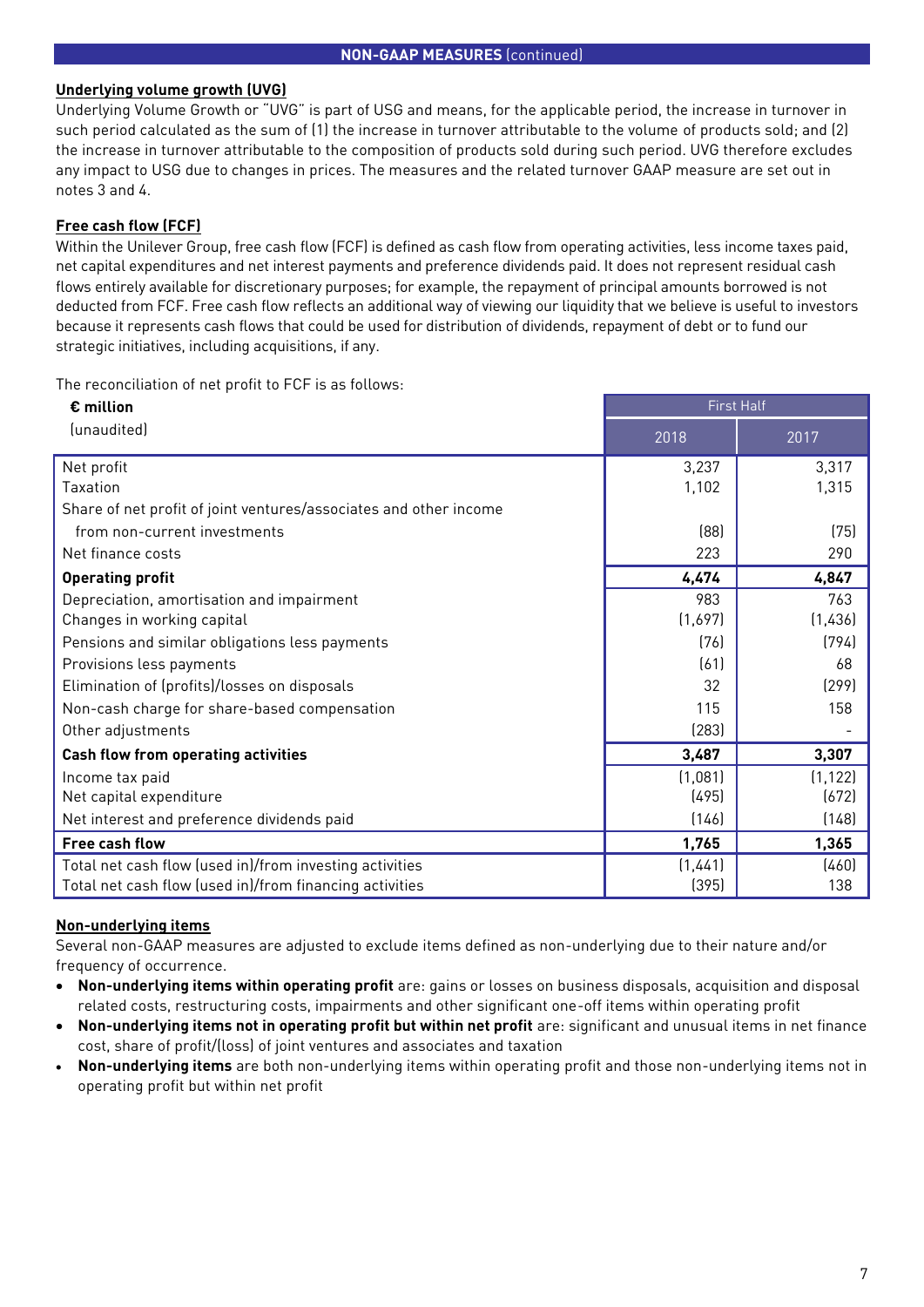## NON-GAAP MEASURES (continued)

**Underlying volume growth (UVG)**

Underlying Volume Growth or "UVG" is part of USG and means, for the applicable period, the increase in turnover in such period calculated as the sum of (1) the increase in turnover attributable to the volume of products sold; and (2) the increase in turnover attributable to the composition of products sold during such period. UVG therefore excludes any impact to USG due to changes in prices. The measures and the related turnover GAAP measure are set out in notes 3 and 4.

**Free cash flow (FCF)**

Within the Unilever Group, free cash flow (FCF) is defined as cash flow from operating activities, less income taxes paid, net capital expenditures and net interest payments and preference dividends paid. It does not represent residual cash flows entirely available for discretionary purposes; for example, the repayment of principal amounts borrowed is not deducted from FCF. Free cash flow reflects an additional way of viewing our liquidity that we believe is useful to investors because it represents cash flows that could be used for distribution of dividends, repayment of debt or to fund our strategic initiatives, including acquisitions, if any.

The reconciliation of net profit to FCF is as follows:

| **€ million** (unaudited) | First Half | |
|---|---|---|
| | 2018 | 2017 |
| Net profit | 3,237 | 3,317 |
| Taxation | 1,102 | 1,315 |
| Share of net profit of joint ventures/associates and other income from non-current investments | (88) | (75) |
| Net finance costs | 223 | 290 |
| **Operating profit** | **4,474** | **4,847** |
| Depreciation, amortisation and impairment | 983 | 763 |
| Changes in working capital | (1,697) | (1,436) |
| Pensions and similar obligations less payments | (76) | (794) |
| Provisions less payments | (61) | 68 |
| Elimination of (profits)/losses on disposals | 32 | (299) |
| Non-cash charge for share-based compensation | 115 | 158 |
| Other adjustments | (283) | - |
| **Cash flow from operating activities** | **3,487** | **3,307** |
| Income tax paid | (1,081) | (1,122) |
| Net capital expenditure | (495) | (672) |
| Net interest and preference dividends paid | (146) | (148) |
| **Free cash flow** | **1,765** | **1,365** |
| Total net cash flow (used in)/from investing activities | (1,441) | (460) |
| Total net cash flow (used in)/from financing activities | (395) | 138 |

**Non-underlying items**

Several non-GAAP measures are adjusted to exclude items defined as non-underlying due to their nature and/or frequency of occurrence.

- **Non-underlying items within operating profit** are: gains or losses on business disposals, acquisition and disposal related costs, restructuring costs, impairments and other significant one-off items within operating profit
- **Non-underlying items not in operating profit but within net profit** are: significant and unusual items in net finance cost, share of profit/(loss) of joint ventures and associates and taxation
- **Non-underlying items** are both non-underlying items within operating profit and those non-underlying items not in operating profit but within net profit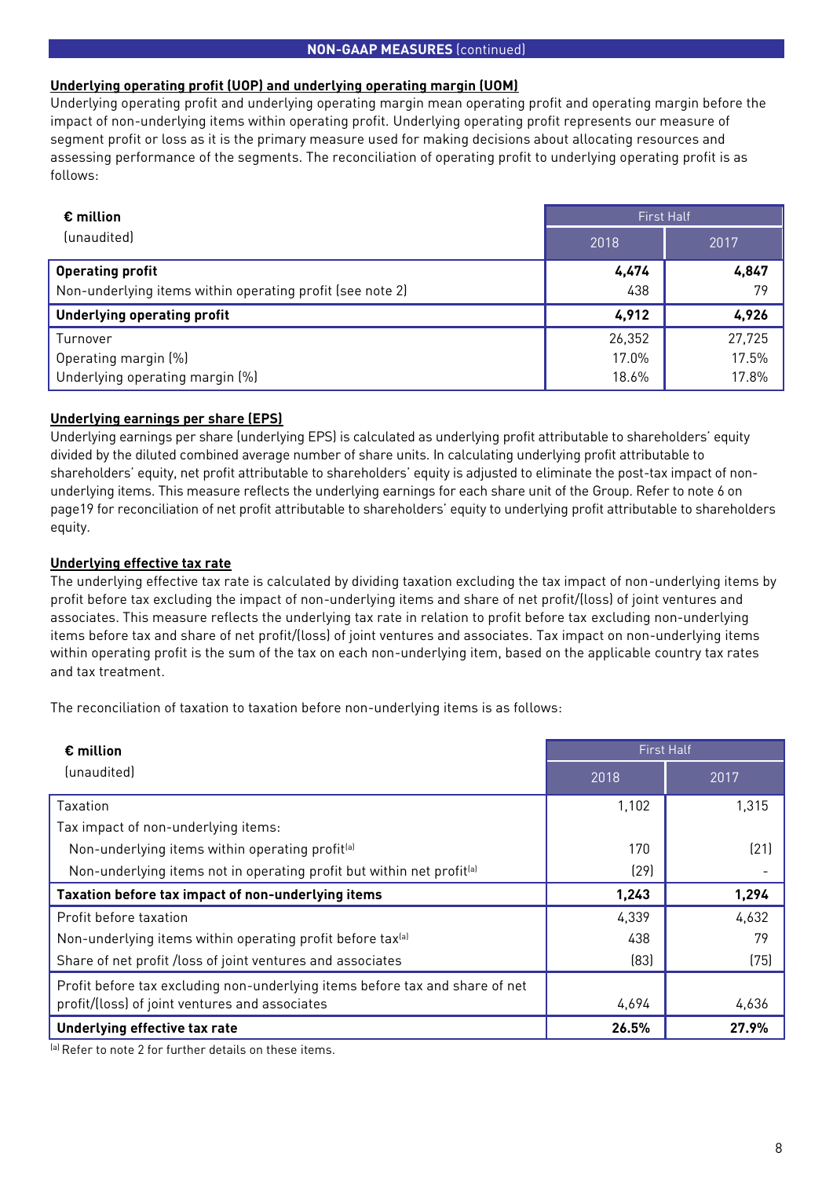## NON-GAAP MEASURES (continued)

**Underlying operating profit (UOP) and underlying operating margin (UOM)**

Underlying operating profit and underlying operating margin mean operating profit and operating margin before the impact of non-underlying items within operating profit. Underlying operating profit represents our measure of segment profit or loss as it is the primary measure used for making decisions about allocating resources and assessing performance of the segments. The reconciliation of operating profit to underlying operating profit is as follows:

| **€ million** (unaudited) | First Half | |
|---|---|---|
| | 2018 | 2017 |
| **Operating profit** | **4,474** | **4,847** |
| Non-underlying items within operating profit (see note 2) | 438 | 79 |
| **Underlying operating profit** | **4,912** | **4,926** |
| Turnover | 26,352 | 27,725 |
| Operating margin (%) | 17.0% | 17.5% |
| Underlying operating margin (%) | 18.6% | 17.8% |

**Underlying earnings per share (EPS)**

Underlying earnings per share (underlying EPS) is calculated as underlying profit attributable to shareholders' equity divided by the diluted combined average number of share units. In calculating underlying profit attributable to shareholders' equity, net profit attributable to shareholders' equity is adjusted to eliminate the post-tax impact of non-underlying items. This measure reflects the underlying earnings for each share unit of the Group. Refer to note 6 on page19 for reconciliation of net profit attributable to shareholders' equity to underlying profit attributable to shareholders equity.

**Underlying effective tax rate**

The underlying effective tax rate is calculated by dividing taxation excluding the tax impact of non-underlying items by profit before tax excluding the impact of non-underlying items and share of net profit/(loss) of joint ventures and associates. This measure reflects the underlying tax rate in relation to profit before tax excluding non-underlying items before tax and share of net profit/(loss) of joint ventures and associates. Tax impact on non-underlying items within operating profit is the sum of the tax on each non-underlying item, based on the applicable country tax rates and tax treatment.

The reconciliation of taxation to taxation before non-underlying items is as follows:

| **€ million** (unaudited) | First Half | |
|---|---|---|
| | 2018 | 2017 |
| Taxation | 1,102 | 1,315 |
| Tax impact of non-underlying items: | | |
| Non-underlying items within operating profit[a] | 170 | (21) |
| Non-underlying items not in operating profit but within net profit[a] | (29) | - |
| **Taxation before tax impact of non-underlying items** | **1,243** | **1,294** |
| Profit before taxation | 4,339 | 4,632 |
| Non-underlying items within operating profit before tax[a] | 438 | 79 |
| Share of net profit /loss of joint ventures and associates | (83) | (75) |
| Profit before tax excluding non-underlying items before tax and share of net profit/(loss) of joint ventures and associates | 4,694 | 4,636 |
| **Underlying effective tax rate** | **26.5%** | **27.9%** |

[a] Refer to note 2 for further details on these items.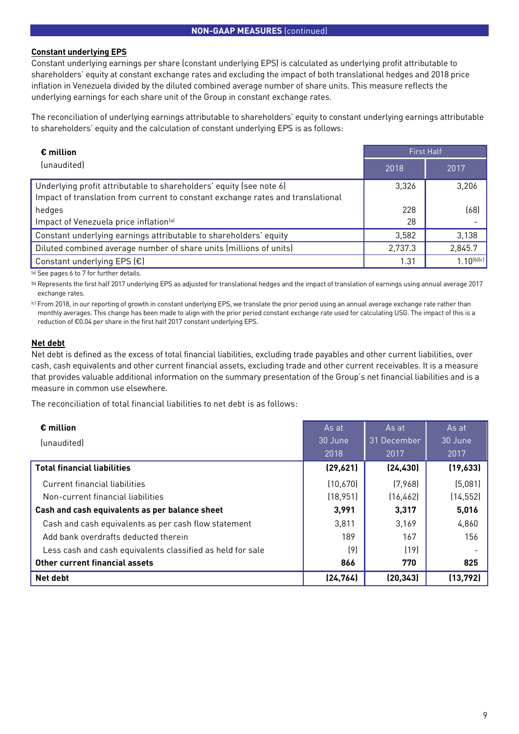## NON-GAAP MEASURES (continued)

### Constant underlying EPS

Constant underlying earnings per share (constant underlying EPS) is calculated as underlying profit attributable to shareholders' equity at constant exchange rates and excluding the impact of both translational hedges and 2018 price inflation in Venezuela divided by the diluted combined average number of share units. This measure reflects the underlying earnings for each share unit of the Group in constant exchange rates.

The reconciliation of underlying earnings attributable to shareholders' equity to constant underlying earnings attributable to shareholders' equity and the calculation of constant underlying EPS is as follows:

| € million (unaudited) | First Half | |
|---|---|---|
| | 2018 | 2017 |
| Underlying profit attributable to shareholders' equity (see note 6) | 3,326 | 3,206 |
| Impact of translation from current to constant exchange rates and translational hedges | 228 | (68) |
| Impact of Venezuela price inflation[a] | 28 | - |
| Constant underlying earnings attributable to shareholders' equity | 3,582 | 3,138 |
| Diluted combined average number of share units (millions of units) | 2,737.3 | 2,845.7 |
| Constant underlying EPS (€) | 1.31 | 1.10[b][c] |

[a] See pages 6 to 7 for further details.

[b] Represents the first half 2017 underlying EPS as adjusted for translational hedges and the impact of translation of earnings using annual average 2017 exchange rates.

[c] From 2018, in our reporting of growth in constant underlying EPS, we translate the prior period using an annual average exchange rate rather than monthly averages. This change has been made to align with the prior period constant exchange rate used for calculating USG. The impact of this is a reduction of €0.04 per share in the first half 2017 constant underlying EPS.

### Net debt

Net debt is defined as the excess of total financial liabilities, excluding trade payables and other current liabilities, over cash, cash equivalents and other current financial assets, excluding trade and other current receivables. It is a measure that provides valuable additional information on the summary presentation of the Group's net financial liabilities and is a measure in common use elsewhere.

The reconciliation of total financial liabilities to net debt is as follows:

| € million (unaudited) | As at 30 June 2018 | As at 31 December 2017 | As at 30 June 2017 |
|---|---|---|---|
| **Total financial liabilities** | **(29,621)** | **(24,430)** | **(19,633)** |
| Current financial liabilities | (10,670) | (7,968) | (5,081) |
| Non-current financial liabilities | (18,951) | (16,462) | (14,552) |
| **Cash and cash equivalents as per balance sheet** | **3,991** | **3,317** | **5,016** |
| Cash and cash equivalents as per cash flow statement | 3,811 | 3,169 | 4,860 |
| Add bank overdrafts deducted therein | 189 | 167 | 156 |
| Less cash and cash equivalents classified as held for sale | (9) | (19) | - |
| **Other current financial assets** | **866** | **770** | **825** |
| **Net debt** | **(24,764)** | **(20,343)** | **(13,792)** |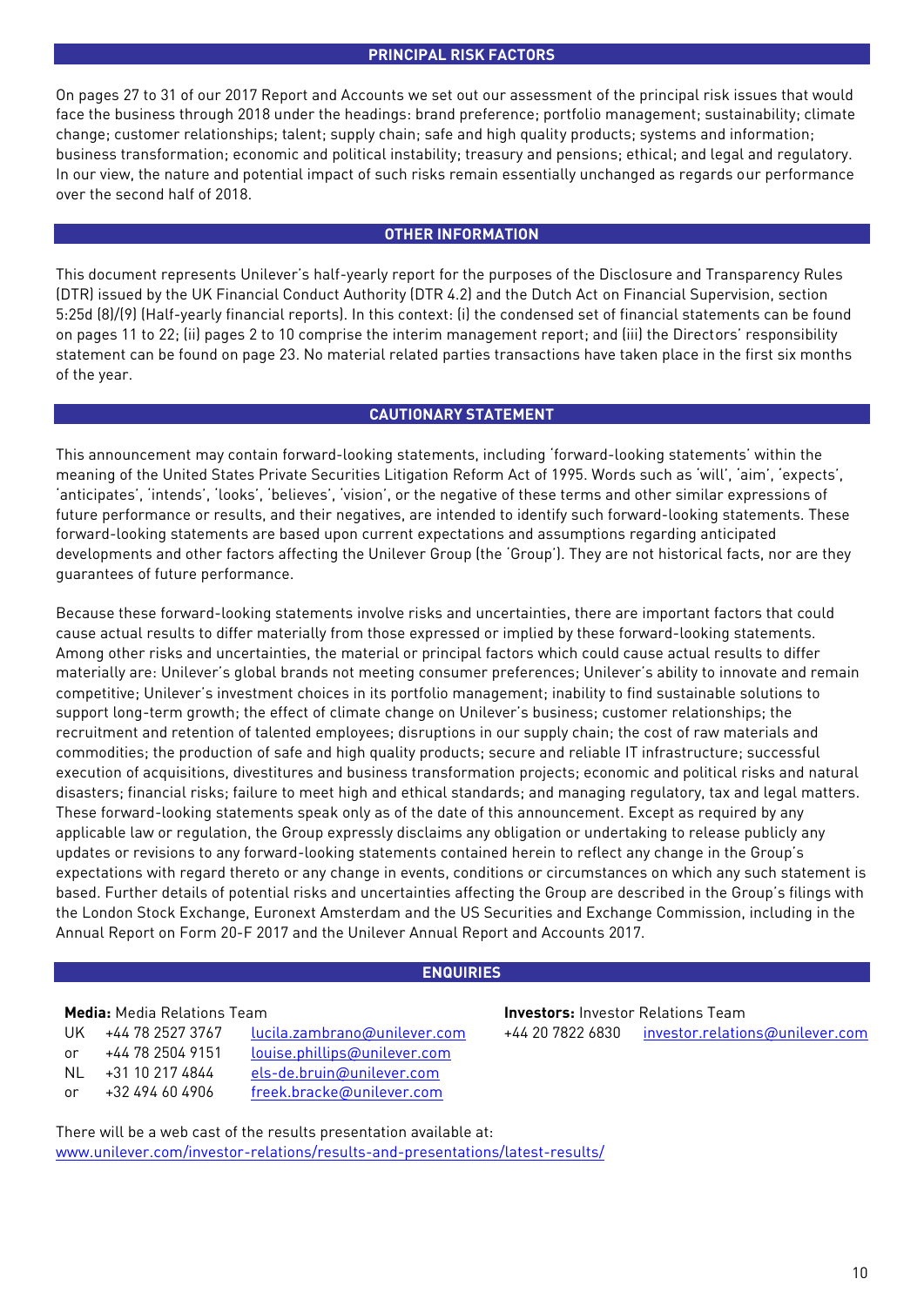## PRINCIPAL RISK FACTORS

On pages 27 to 31 of our 2017 Report and Accounts we set out our assessment of the principal risk issues that would face the business through 2018 under the headings: brand preference; portfolio management; sustainability; climate change; customer relationships; talent; supply chain; safe and high quality products; systems and information; business transformation; economic and political instability; treasury and pensions; ethical; and legal and regulatory. In our view, the nature and potential impact of such risks remain essentially unchanged as regards our performance over the second half of 2018.

## OTHER INFORMATION

This document represents Unilever's half-yearly report for the purposes of the Disclosure and Transparency Rules (DTR) issued by the UK Financial Conduct Authority (DTR 4.2) and the Dutch Act on Financial Supervision, section 5:25d (8)/(9) (Half-yearly financial reports). In this context: (i) the condensed set of financial statements can be found on pages 11 to 22; (ii) pages 2 to 10 comprise the interim management report; and (iii) the Directors' responsibility statement can be found on page 23. No material related parties transactions have taken place in the first six months of the year.

## CAUTIONARY STATEMENT

This announcement may contain forward-looking statements, including 'forward-looking statements' within the meaning of the United States Private Securities Litigation Reform Act of 1995. Words such as 'will', 'aim', 'expects', 'anticipates', 'intends', 'looks', 'believes', 'vision', or the negative of these terms and other similar expressions of future performance or results, and their negatives, are intended to identify such forward-looking statements. These forward-looking statements are based upon current expectations and assumptions regarding anticipated developments and other factors affecting the Unilever Group (the 'Group'). They are not historical facts, nor are they guarantees of future performance.

Because these forward-looking statements involve risks and uncertainties, there are important factors that could cause actual results to differ materially from those expressed or implied by these forward-looking statements. Among other risks and uncertainties, the material or principal factors which could cause actual results to differ materially are: Unilever's global brands not meeting consumer preferences; Unilever's ability to innovate and remain competitive; Unilever's investment choices in its portfolio management; inability to find sustainable solutions to support long-term growth; the effect of climate change on Unilever's business; customer relationships; the recruitment and retention of talented employees; disruptions in our supply chain; the cost of raw materials and commodities; the production of safe and high quality products; secure and reliable IT infrastructure; successful execution of acquisitions, divestitures and business transformation projects; economic and political risks and natural disasters; financial risks; failure to meet high and ethical standards; and managing regulatory, tax and legal matters. These forward-looking statements speak only as of the date of this announcement. Except as required by any applicable law or regulation, the Group expressly disclaims any obligation or undertaking to release publicly any updates or revisions to any forward-looking statements contained herein to reflect any change in the Group's expectations with regard thereto or any change in events, conditions or circumstances on which any such statement is based. Further details of potential risks and uncertainties affecting the Group are described in the Group's filings with the London Stock Exchange, Euronext Amsterdam and the US Securities and Exchange Commission, including in the Annual Report on Form 20-F 2017 and the Unilever Annual Report and Accounts 2017.

## ENQUIRIES

**Media:** Media Relations Team

| | | |
|---|---|---|
| UK | +44 78 2527 3767 | lucila.zambrano@unilever.com |
| or | +44 78 2504 9151 | louise.phillips@unilever.com |
| NL | +31 10 217 4844 | els-de.bruin@unilever.com |
| or | +32 494 60 4906 | freek.bracke@unilever.com |

**Investors:** Investor Relations Team

+44 20 7822 6830 investor.relations@unilever.com

There will be a web cast of the results presentation available at:
www.unilever.com/investor-relations/results-and-presentations/latest-results/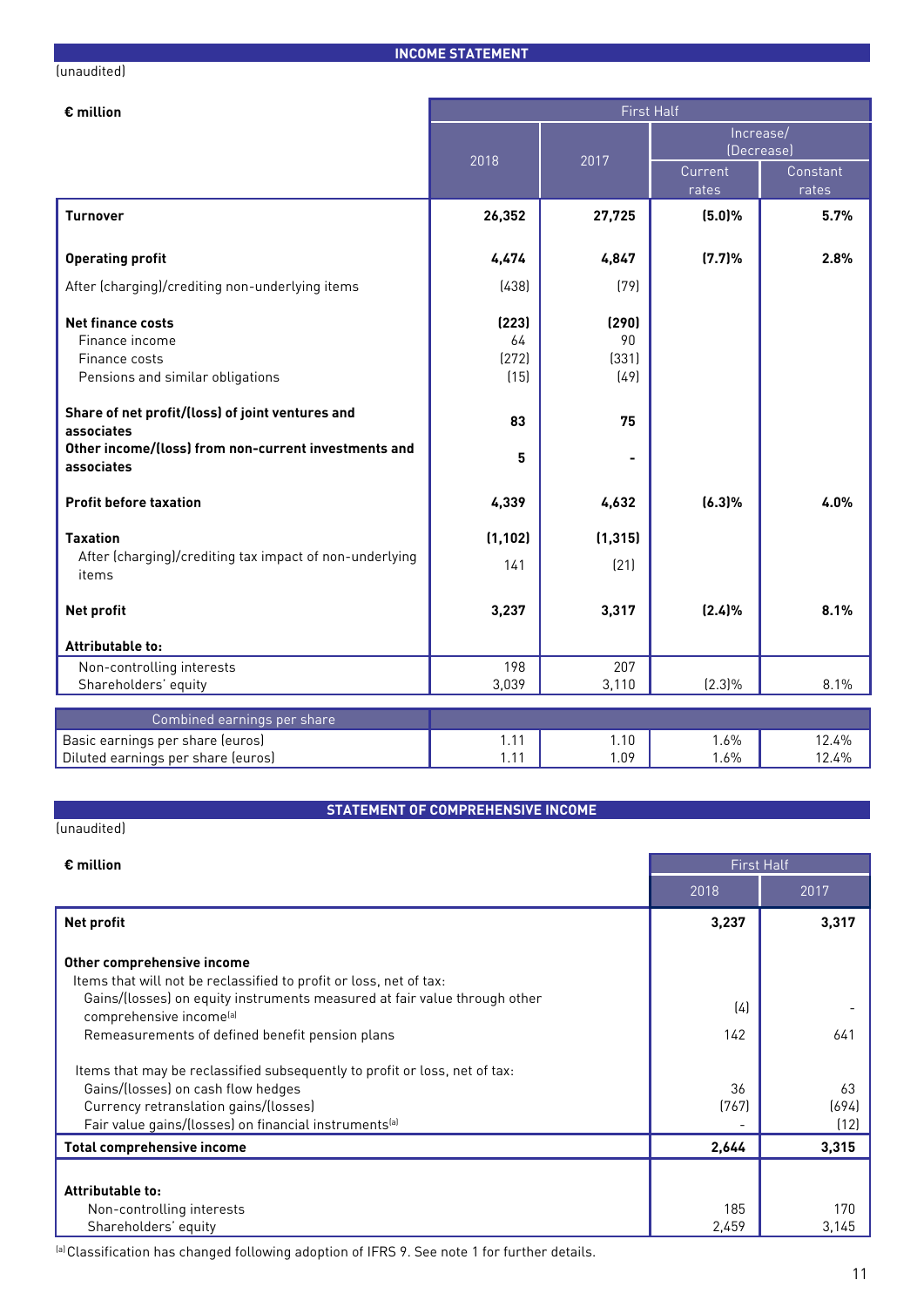## INCOME STATEMENT

(unaudited)

| € million | First Half | | | |
|---|---|---|---|---|
| | 2018 | 2017 | Increase/ (Decrease) | |
| | | | Current rates | Constant rates |
| **Turnover** | **26,352** | **27,725** | **(5.0)%** | **5.7%** |
| **Operating profit** | **4,474** | **4,847** | **(7.7)%** | **2.8%** |
| After (charging)/crediting non-underlying items | (438) | (79) | | |
| **Net finance costs** | **(223)** | **(290)** | | |
| Finance income | 64 | 90 | | |
| Finance costs | (272) | (331) | | |
| Pensions and similar obligations | (15) | (49) | | |
| **Share of net profit/(loss) of joint ventures and associates** | **83** | **75** | | |
| **Other income/(loss) from non-current investments and associates** | **5** | **-** | | |
| **Profit before taxation** | **4,339** | **4,632** | **(6.3)%** | **4.0%** |
| **Taxation** | **(1,102)** | **(1,315)** | | |
| After (charging)/crediting tax impact of non-underlying items | 141 | (21) | | |
| **Net profit** | **3,237** | **3,317** | **(2.4)%** | **8.1%** |
| **Attributable to:** | | | | |
| Non-controlling interests | 198 | 207 | | |
| Shareholders' equity | 3,039 | 3,110 | (2.3)% | 8.1% |
| Combined earnings per share | | | | |
| Basic earnings per share (euros) | 1.11 | 1.10 | 1.6% | 12.4% |
| Diluted earnings per share (euros) | 1.11 | 1.09 | 1.6% | 12.4% |

## STATEMENT OF COMPREHENSIVE INCOME

(unaudited)

| € million | First Half | |
|---|---|---|
| | 2018 | 2017 |
| **Net profit** | **3,237** | **3,317** |
| **Other comprehensive income** | | |
| Items that will not be reclassified to profit or loss, net of tax: | | |
| Gains/(losses) on equity instruments measured at fair value through other comprehensive income[a] | (4) | - |
| Remeasurements of defined benefit pension plans | 142 | 641 |
| Items that may be reclassified subsequently to profit or loss, net of tax: | | |
| Gains/(losses) on cash flow hedges | 36 | 63 |
| Currency retranslation gains/(losses) | (767) | (694) |
| Fair value gains/(losses) on financial instruments[a] | - | (12) |
| **Total comprehensive income** | **2,644** | **3,315** |
| **Attributable to:** | | |
| Non-controlling interests | 185 | 170 |
| Shareholders' equity | 2,459 | 3,145 |

[a] Classification has changed following adoption of IFRS 9. See note 1 for further details.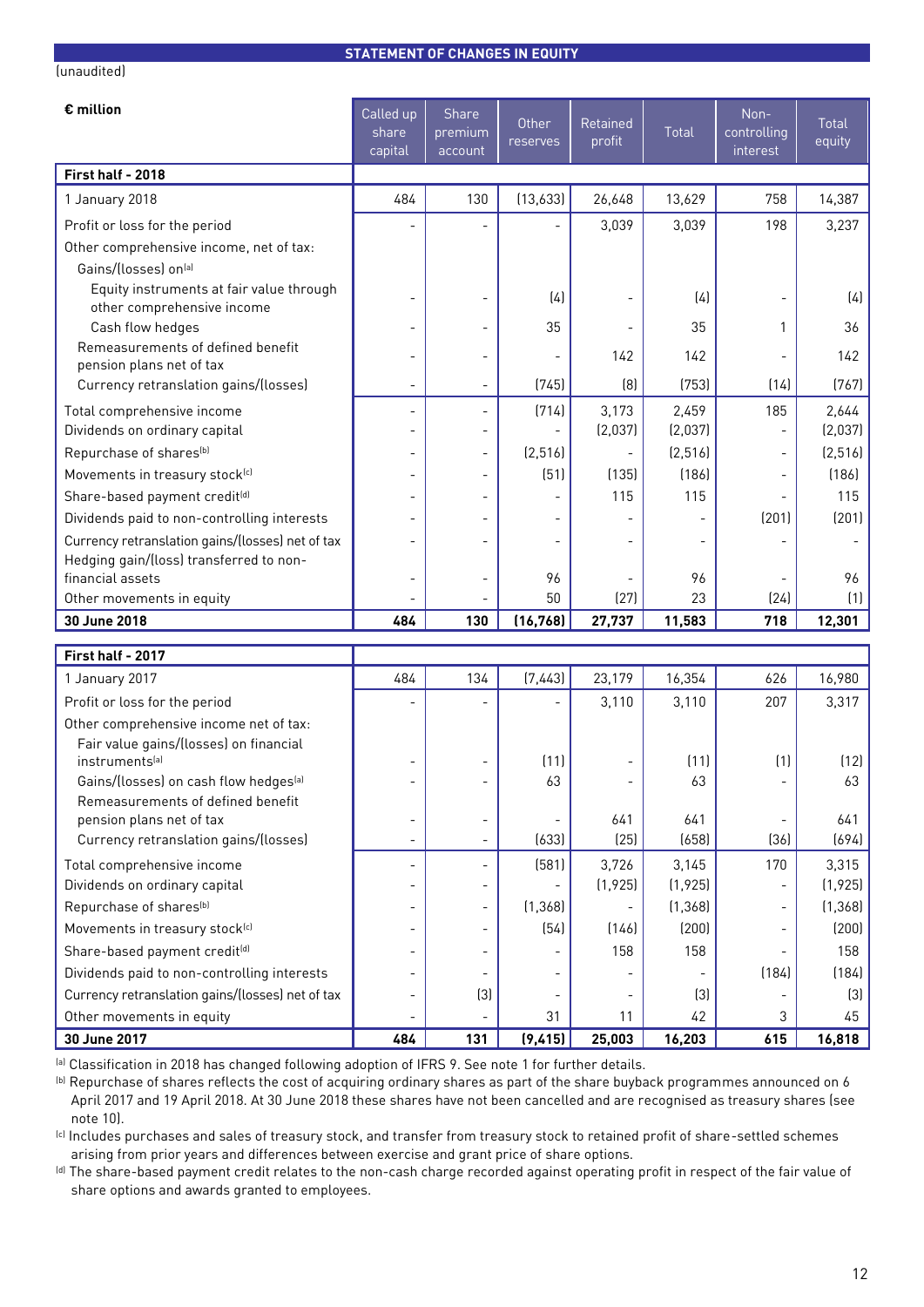## STATEMENT OF CHANGES IN EQUITY

(unaudited)

| € million | Called up share capital | Share premium account | Other reserves | Retained profit | Total | Non-controlling interest | Total equity |
|---|---|---|---|---|---|---|---|
| **First half - 2018** | | | | | | | |
| 1 January 2018 | 484 | 130 | (13,633) | 26,648 | 13,629 | 758 | 14,387 |
| Profit or loss for the period | - | - | - | 3,039 | 3,039 | 198 | 3,237 |
| Other comprehensive income, net of tax: | | | | | | | |
| Gains/(losses) on[a] | | | | | | | |
| Equity instruments at fair value through other comprehensive income | - | - | (4) | - | (4) | - | (4) |
| Cash flow hedges | - | - | 35 | - | 35 | 1 | 36 |
| Remeasurements of defined benefit pension plans net of tax | - | - | - | 142 | 142 | - | 142 |
| Currency retranslation gains/(losses) | - | - | (745) | (8) | (753) | (14) | (767) |
| Total comprehensive income | - | - | (714) | 3,173 | 2,459 | 185 | 2,644 |
| Dividends on ordinary capital | - | - | - | (2,037) | (2,037) | - | (2,037) |
| Repurchase of shares[b] | - | - | (2,516) | - | (2,516) | - | (2,516) |
| Movements in treasury stock[c] | - | - | (51) | (135) | (186) | - | (186) |
| Share-based payment credit[d] | - | - | - | 115 | 115 | - | 115 |
| Dividends paid to non-controlling interests | - | - | - | - | - | (201) | (201) |
| Currency retranslation gains/(losses) net of tax | - | - | - | - | - | - | - |
| Hedging gain/(loss) transferred to non-financial assets | - | - | 96 | - | 96 | - | 96 |
| Other movements in equity | - | - | 50 | (27) | 23 | (24) | (1) |
| **30 June 2018** | **484** | **130** | **(16,768)** | **27,737** | **11,583** | **718** | **12,301** |
| **First half - 2017** | | | | | | | |
| 1 January 2017 | 484 | 134 | (7,443) | 23,179 | 16,354 | 626 | 16,980 |
| Profit or loss for the period | - | - | - | 3,110 | 3,110 | 207 | 3,317 |
| Other comprehensive income net of tax: | | | | | | | |
| Fair value gains/(losses) on financial instruments[a] | - | - | (11) | - | (11) | (1) | (12) |
| Gains/(losses) on cash flow hedges[a] | - | - | 63 | - | 63 | - | 63 |
| Remeasurements of defined benefit pension plans net of tax | - | - | - | 641 | 641 | - | 641 |
| Currency retranslation gains/(losses) | - | - | (633) | (25) | (658) | (36) | (694) |
| Total comprehensive income | - | - | (581) | 3,726 | 3,145 | 170 | 3,315 |
| Dividends on ordinary capital | - | - | - | (1,925) | (1,925) | - | (1,925) |
| Repurchase of shares[b] | - | - | (1,368) | - | (1,368) | - | (1,368) |
| Movements in treasury stock[c] | - | - | (54) | (146) | (200) | - | (200) |
| Share-based payment credit[d] | - | - | - | 158 | 158 | - | 158 |
| Dividends paid to non-controlling interests | - | - | - | - | - | (184) | (184) |
| Currency retranslation gains/(losses) net of tax | - | (3) | - | - | (3) | - | (3) |
| Other movements in equity | - | - | 31 | 11 | 42 | 3 | 45 |
| **30 June 2017** | **484** | **131** | **(9,415)** | **25,003** | **16,203** | **615** | **16,818** |

[a] Classification in 2018 has changed following adoption of IFRS 9. See note 1 for further details.

[b] Repurchase of shares reflects the cost of acquiring ordinary shares as part of the share buyback programmes announced on 6 April 2017 and 19 April 2018. At 30 June 2018 these shares have not been cancelled and are recognised as treasury shares (see note 10).

[c] Includes purchases and sales of treasury stock, and transfer from treasury stock to retained profit of share-settled schemes arising from prior years and differences between exercise and grant price of share options.

[d] The share-based payment credit relates to the non-cash charge recorded against operating profit in respect of the fair value of share options and awards granted to employees.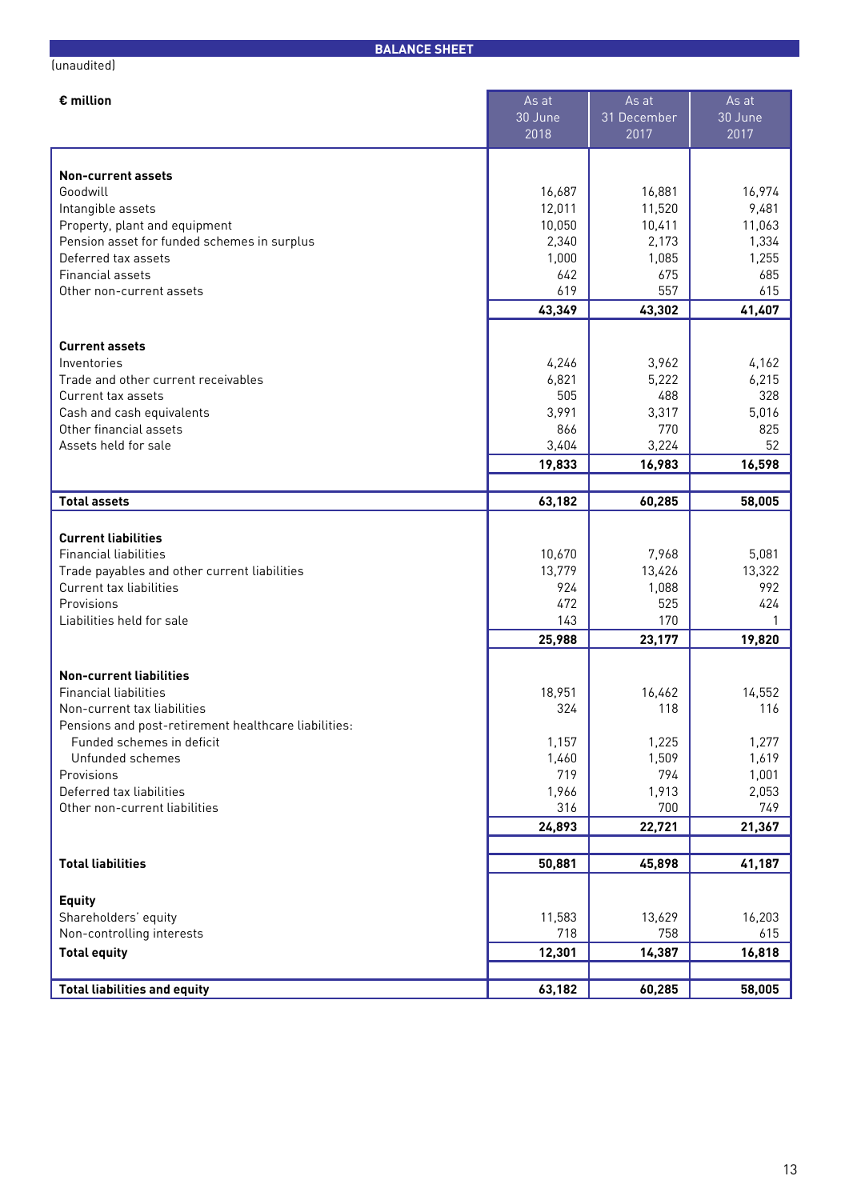## BALANCE SHEET

(unaudited)

| € million | As at 30 June 2018 | As at 31 December 2017 | As at 30 June 2017 |
|---|---|---|---|
| **Non-current assets** | | | |
| Goodwill | 16,687 | 16,881 | 16,974 |
| Intangible assets | 12,011 | 11,520 | 9,481 |
| Property, plant and equipment | 10,050 | 10,411 | 11,063 |
| Pension asset for funded schemes in surplus | 2,340 | 2,173 | 1,334 |
| Deferred tax assets | 1,000 | 1,085 | 1,255 |
| Financial assets | 642 | 675 | 685 |
| Other non-current assets | 619 | 557 | 615 |
| | **43,349** | **43,302** | **41,407** |
| **Current assets** | | | |
| Inventories | 4,246 | 3,962 | 4,162 |
| Trade and other current receivables | 6,821 | 5,222 | 6,215 |
| Current tax assets | 505 | 488 | 328 |
| Cash and cash equivalents | 3,991 | 3,317 | 5,016 |
| Other financial assets | 866 | 770 | 825 |
| Assets held for sale | 3,404 | 3,224 | 52 |
| | **19,833** | **16,983** | **16,598** |
| **Total assets** | **63,182** | **60,285** | **58,005** |
| **Current liabilities** | | | |
| Financial liabilities | 10,670 | 7,968 | 5,081 |
| Trade payables and other current liabilities | 13,779 | 13,426 | 13,322 |
| Current tax liabilities | 924 | 1,088 | 992 |
| Provisions | 472 | 525 | 424 |
| Liabilities held for sale | 143 | 170 | 1 |
| | **25,988** | **23,177** | **19,820** |
| **Non-current liabilities** | | | |
| Financial liabilities | 18,951 | 16,462 | 14,552 |
| Non-current tax liabilities | 324 | 118 | 116 |
| Pensions and post-retirement healthcare liabilities: | | | |
| Funded schemes in deficit | 1,157 | 1,225 | 1,277 |
| Unfunded schemes | 1,460 | 1,509 | 1,619 |
| Provisions | 719 | 794 | 1,001 |
| Deferred tax liabilities | 1,966 | 1,913 | 2,053 |
| Other non-current liabilities | 316 | 700 | 749 |
| | **24,893** | **22,721** | **21,367** |
| **Total liabilities** | **50,881** | **45,898** | **41,187** |
| **Equity** | | | |
| Shareholders' equity | 11,583 | 13,629 | 16,203 |
| Non-controlling interests | 718 | 758 | 615 |
| **Total equity** | **12,301** | **14,387** | **16,818** |
| **Total liabilities and equity** | **63,182** | **60,285** | **58,005** |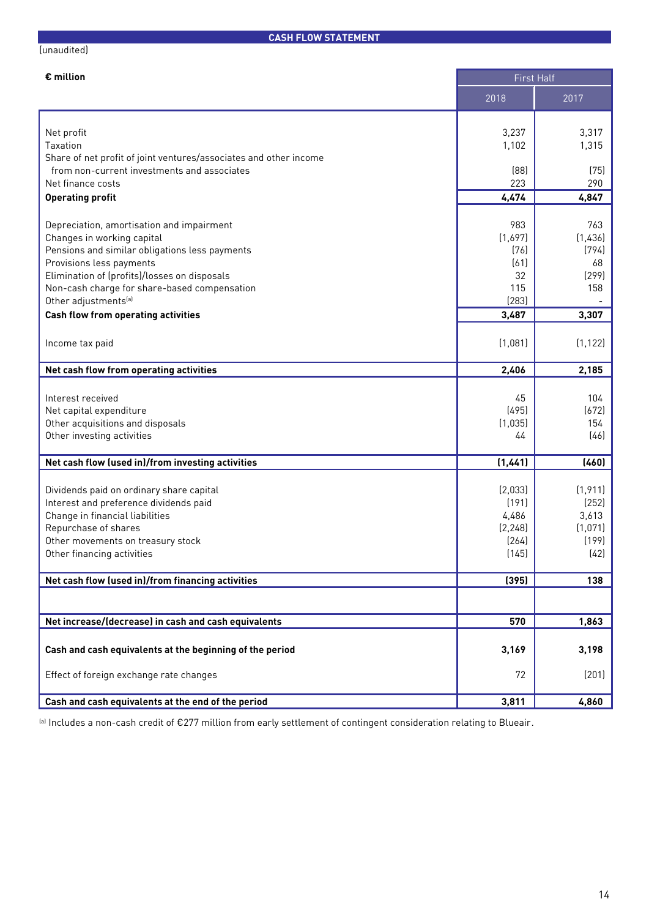## CASH FLOW STATEMENT

(unaudited)

| € million | First Half | |
|---|---|---|
| | 2018 | 2017 |
| Net profit | 3,237 | 3,317 |
| Taxation | 1,102 | 1,315 |
| Share of net profit of joint ventures/associates and other income from non-current investments and associates | (88) | (75) |
| Net finance costs | 223 | 290 |
| **Operating profit** | **4,474** | **4,847** |
| Depreciation, amortisation and impairment | 983 | 763 |
| Changes in working capital | (1,697) | (1,436) |
| Pensions and similar obligations less payments | (76) | (794) |
| Provisions less payments | (61) | 68 |
| Elimination of (profits)/losses on disposals | 32 | (299) |
| Non-cash charge for share-based compensation | 115 | 158 |
| Other adjustments[a] | (283) | - |
| **Cash flow from operating activities** | **3,487** | **3,307** |
| Income tax paid | (1,081) | (1,122) |
| **Net cash flow from operating activities** | **2,406** | **2,185** |
| Interest received | 45 | 104 |
| Net capital expenditure | (495) | (672) |
| Other acquisitions and disposals | (1,035) | 154 |
| Other investing activities | 44 | (46) |
| **Net cash flow (used in)/from investing activities** | **(1,441)** | **(460)** |
| Dividends paid on ordinary share capital | (2,033) | (1,911) |
| Interest and preference dividends paid | (191) | (252) |
| Change in financial liabilities | 4,486 | 3,613 |
| Repurchase of shares | (2,248) | (1,071) |
| Other movements on treasury stock | (264) | (199) |
| Other financing activities | (145) | (42) |
| **Net cash flow (used in)/from financing activities** | **(395)** | **138** |
| **Net increase/(decrease) in cash and cash equivalents** | **570** | **1,863** |
| **Cash and cash equivalents at the beginning of the period** | **3,169** | **3,198** |
| Effect of foreign exchange rate changes | 72 | (201) |
| **Cash and cash equivalents at the end of the period** | **3,811** | **4,860** |

[a] Includes a non-cash credit of €277 million from early settlement of contingent consideration relating to Blueair.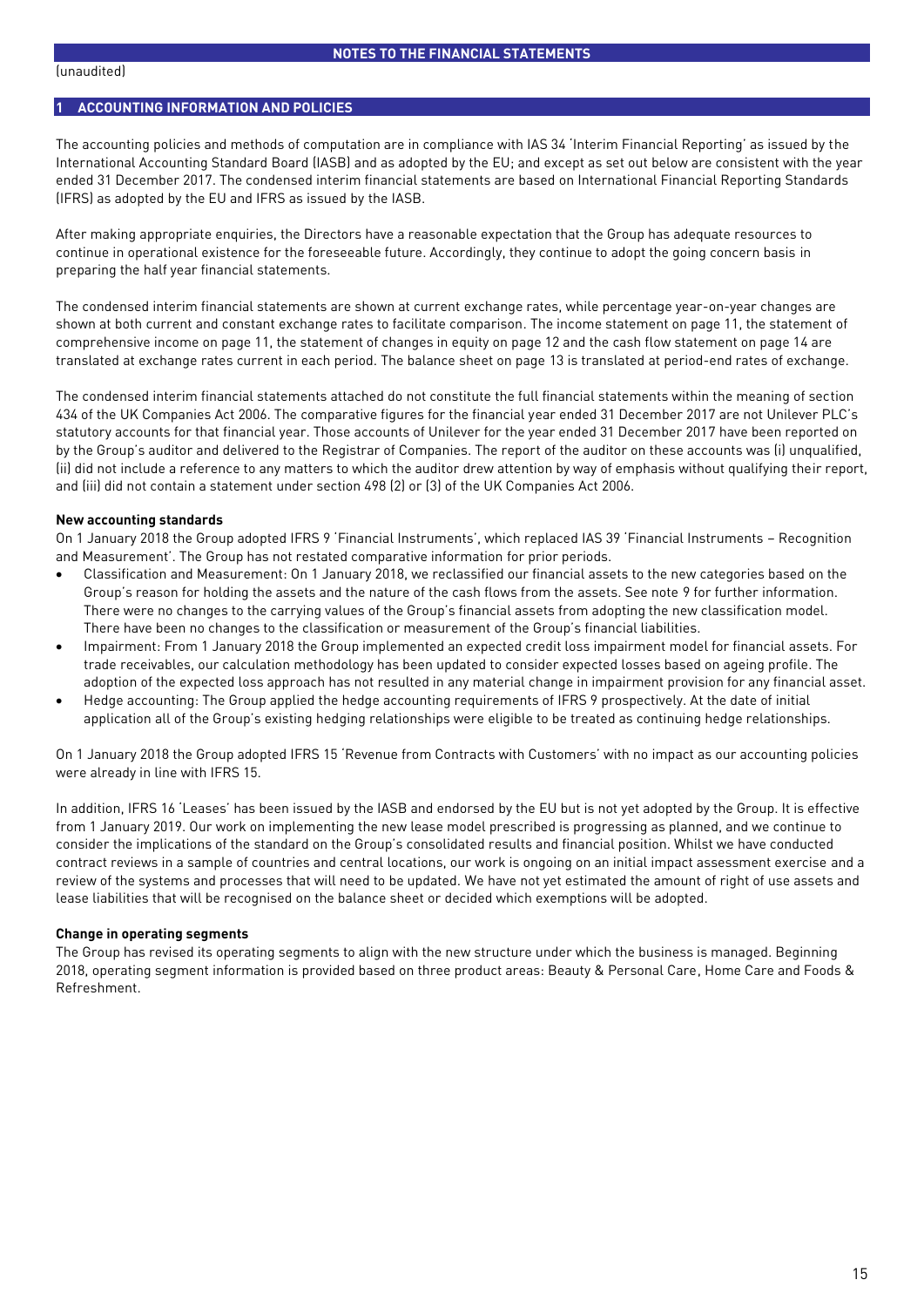# NOTES TO THE FINANCIAL STATEMENTS

(unaudited)

## 1 ACCOUNTING INFORMATION AND POLICIES

The accounting policies and methods of computation are in compliance with IAS 34 'Interim Financial Reporting' as issued by the International Accounting Standard Board (IASB) and as adopted by the EU; and except as set out below are consistent with the year ended 31 December 2017. The condensed interim financial statements are based on International Financial Reporting Standards (IFRS) as adopted by the EU and IFRS as issued by the IASB.

After making appropriate enquiries, the Directors have a reasonable expectation that the Group has adequate resources to continue in operational existence for the foreseeable future. Accordingly, they continue to adopt the going concern basis in preparing the half year financial statements.

The condensed interim financial statements are shown at current exchange rates, while percentage year-on-year changes are shown at both current and constant exchange rates to facilitate comparison. The income statement on page 11, the statement of comprehensive income on page 11, the statement of changes in equity on page 12 and the cash flow statement on page 14 are translated at exchange rates current in each period. The balance sheet on page 13 is translated at period-end rates of exchange.

The condensed interim financial statements attached do not constitute the full financial statements within the meaning of section 434 of the UK Companies Act 2006. The comparative figures for the financial year ended 31 December 2017 are not Unilever PLC's statutory accounts for that financial year. Those accounts of Unilever for the year ended 31 December 2017 have been reported on by the Group's auditor and delivered to the Registrar of Companies. The report of the auditor on these accounts was (i) unqualified, (ii) did not include a reference to any matters to which the auditor drew attention by way of emphasis without qualifying their report, and (iii) did not contain a statement under section 498 (2) or (3) of the UK Companies Act 2006.

**New accounting standards**

On 1 January 2018 the Group adopted IFRS 9 'Financial Instruments', which replaced IAS 39 'Financial Instruments – Recognition and Measurement'. The Group has not restated comparative information for prior periods.

- Classification and Measurement: On 1 January 2018, we reclassified our financial assets to the new categories based on the Group's reason for holding the assets and the nature of the cash flows from the assets. See note 9 for further information. There were no changes to the carrying values of the Group's financial assets from adopting the new classification model. There have been no changes to the classification or measurement of the Group's financial liabilities.
- Impairment: From 1 January 2018 the Group implemented an expected credit loss impairment model for financial assets. For trade receivables, our calculation methodology has been updated to consider expected losses based on ageing profile. The adoption of the expected loss approach has not resulted in any material change in impairment provision for any financial asset.
- Hedge accounting: The Group applied the hedge accounting requirements of IFRS 9 prospectively. At the date of initial application all of the Group's existing hedging relationships were eligible to be treated as continuing hedge relationships.

On 1 January 2018 the Group adopted IFRS 15 'Revenue from Contracts with Customers' with no impact as our accounting policies were already in line with IFRS 15.

In addition, IFRS 16 'Leases' has been issued by the IASB and endorsed by the EU but is not yet adopted by the Group. It is effective from 1 January 2019. Our work on implementing the new lease model prescribed is progressing as planned, and we continue to consider the implications of the standard on the Group's consolidated results and financial position. Whilst we have conducted contract reviews in a sample of countries and central locations, our work is ongoing on an initial impact assessment exercise and a review of the systems and processes that will need to be updated. We have not yet estimated the amount of right of use assets and lease liabilities that will be recognised on the balance sheet or decided which exemptions will be adopted.

**Change in operating segments**

The Group has revised its operating segments to align with the new structure under which the business is managed. Beginning 2018, operating segment information is provided based on three product areas: Beauty & Personal Care, Home Care and Foods & Refreshment.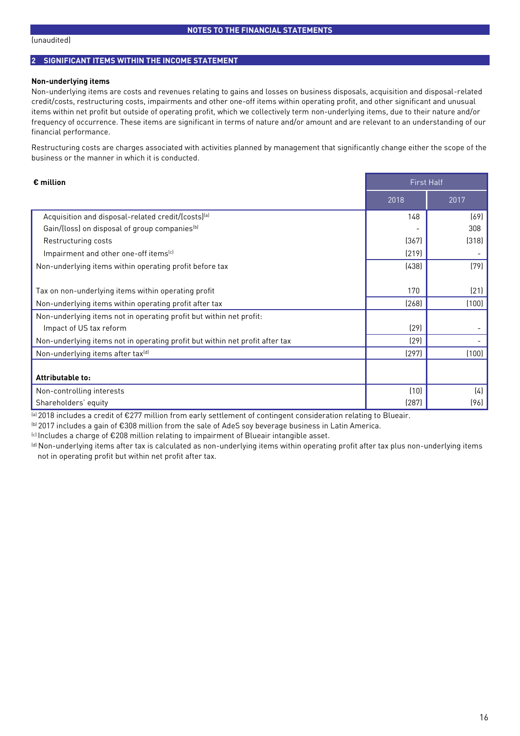NOTES TO THE FINANCIAL STATEMENTS

(unaudited)

## 2 SIGNIFICANT ITEMS WITHIN THE INCOME STATEMENT

### Non-underlying items

Non-underlying items are costs and revenues relating to gains and losses on business disposals, acquisition and disposal-related credit/costs, restructuring costs, impairments and other one-off items within operating profit, and other significant and unusual items within net profit but outside of operating profit, which we collectively term non-underlying items, due to their nature and/or frequency of occurrence. These items are significant in terms of nature and/or amount and are relevant to an understanding of our financial performance.

Restructuring costs are charges associated with activities planned by management that significantly change either the scope of the business or the manner in which it is conducted.

| € million | First Half | |
|---|---|---|
| | 2018 | 2017 |
| Acquisition and disposal-related credit/(costs)[a] | 148 | (69) |
| Gain/(loss) on disposal of group companies[b] | - | 308 |
| Restructuring costs | (367) | (318) |
| Impairment and other one-off items[c] | (219) | - |
| Non-underlying items within operating profit before tax | (438) | (79) |
| Tax on non-underlying items within operating profit | 170 | (21) |
| Non-underlying items within operating profit after tax | (268) | (100) |
| Non-underlying items not in operating profit but within net profit: | | |
| Impact of US tax reform | (29) | - |
| Non-underlying items not in operating profit but within net profit after tax | (29) | - |
| Non-underlying items after tax[d] | (297) | (100) |
| **Attributable to:** | | |
| Non-controlling interests | (10) | (4) |
| Shareholders' equity | (287) | (96) |

[a] 2018 includes a credit of €277 million from early settlement of contingent consideration relating to Blueair.

[b] 2017 includes a gain of €308 million from the sale of AdeS soy beverage business in Latin America.

[c] Includes a charge of €208 million relating to impairment of Blueair intangible asset.

[d] Non-underlying items after tax is calculated as non-underlying items within operating profit after tax plus non-underlying items not in operating profit but within net profit after tax.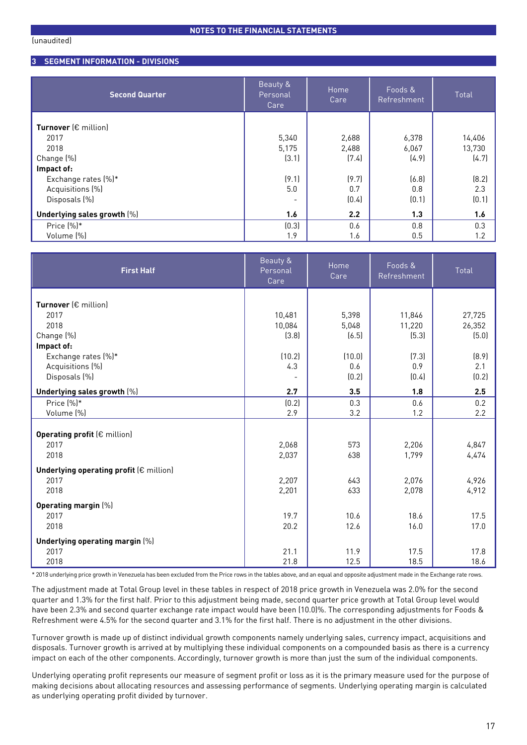# NOTES TO THE FINANCIAL STATEMENTS

(unaudited)

## 3 SEGMENT INFORMATION - DIVISIONS

| Second Quarter | Beauty & Personal Care | Home Care | Foods & Refreshment | Total |
|---|---|---|---|---|
| **Turnover** (€ million) | | | | |
| 2017 | 5,340 | 2,688 | 6,378 | 14,406 |
| 2018 | 5,175 | 2,488 | 6,067 | 13,730 |
| Change (%) | (3.1) | (7.4) | (4.9) | (4.7) |
| **Impact of:** | | | | |
| Exchange rates (%)* | (9.1) | (9.7) | (6.8) | (8.2) |
| Acquisitions (%) | 5.0 | 0.7 | 0.8 | 2.3 |
| Disposals (%) | - | (0.4) | (0.1) | (0.1) |
| **Underlying sales growth** (%) | **1.6** | **2.2** | **1.3** | **1.6** |
| Price (%)* | (0.3) | 0.6 | 0.8 | 0.3 |
| Volume (%) | 1.9 | 1.6 | 0.5 | 1.2 |

| First Half | Beauty & Personal Care | Home Care | Foods & Refreshment | Total |
|---|---|---|---|---|
| **Turnover** (€ million) | | | | |
| 2017 | 10,481 | 5,398 | 11,846 | 27,725 |
| 2018 | 10,084 | 5,048 | 11,220 | 26,352 |
| Change (%) | (3.8) | (6.5) | (5.3) | (5.0) |
| **Impact of:** | | | | |
| Exchange rates (%)* | (10.2) | (10.0) | (7.3) | (8.9) |
| Acquisitions (%) | 4.3 | 0.6 | 0.9 | 2.1 |
| Disposals (%) | - | (0.2) | (0.4) | (0.2) |
| **Underlying sales growth** (%) | **2.7** | **3.5** | **1.8** | **2.5** |
| Price (%)* | (0.2) | 0.3 | 0.6 | 0.2 |
| Volume (%) | 2.9 | 3.2 | 1.2 | 2.2 |
| **Operating profit** (€ million) | | | | |
| 2017 | 2,068 | 573 | 2,206 | 4,847 |
| 2018 | 2,037 | 638 | 1,799 | 4,474 |
| **Underlying operating profit** (€ million) | | | | |
| 2017 | 2,207 | 643 | 2,076 | 4,926 |
| 2018 | 2,201 | 633 | 2,078 | 4,912 |
| **Operating margin** (%) | | | | |
| 2017 | 19.7 | 10.6 | 18.6 | 17.5 |
| 2018 | 20.2 | 12.6 | 16.0 | 17.0 |
| **Underlying operating margin** (%) | | | | |
| 2017 | 21.1 | 11.9 | 17.5 | 17.8 |
| 2018 | 21.8 | 12.5 | 18.5 | 18.6 |

* 2018 underlying price growth in Venezuela has been excluded from the Price rows in the tables above, and an equal and opposite adjustment made in the Exchange rate rows.

The adjustment made at Total Group level in these tables in respect of 2018 price growth in Venezuela was 2.0% for the second quarter and 1.3% for the first half. Prior to this adjustment being made, second quarter price growth at Total Group level would have been 2.3% and second quarter exchange rate impact would have been (10.0)%. The corresponding adjustments for Foods & Refreshment were 4.5% for the second quarter and 3.1% for the first half. There is no adjustment in the other divisions.

Turnover growth is made up of distinct individual growth components namely underlying sales, currency impact, acquisitions and disposals. Turnover growth is arrived at by multiplying these individual components on a compounded basis as there is a currency impact on each of the other components. Accordingly, turnover growth is more than just the sum of the individual components.

Underlying operating profit represents our measure of segment profit or loss as it is the primary measure used for the purpose of making decisions about allocating resources and assessing performance of segments. Underlying operating margin is calculated as underlying operating profit divided by turnover.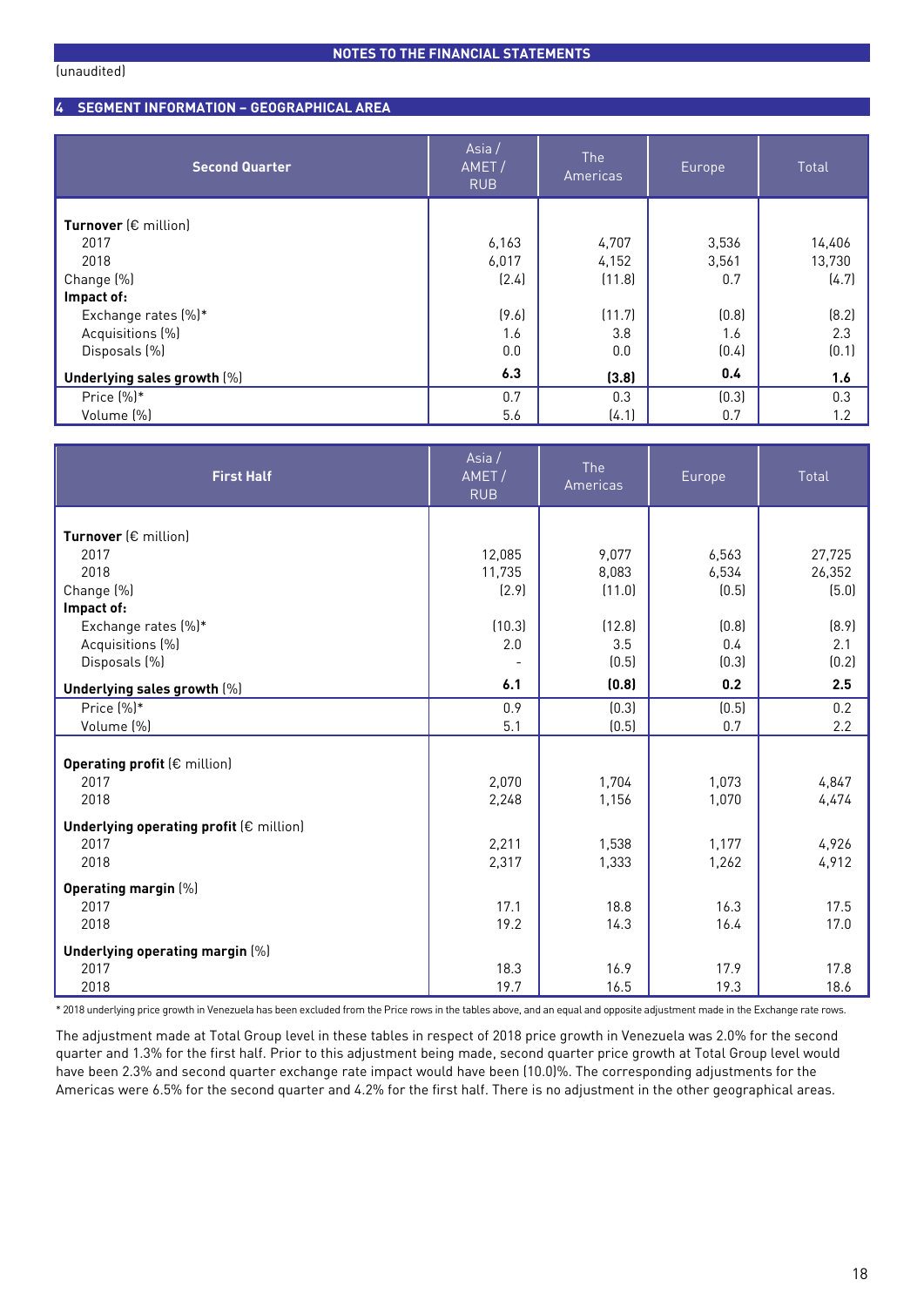NOTES TO THE FINANCIAL STATEMENTS

(unaudited)

## 4 SEGMENT INFORMATION – GEOGRAPHICAL AREA

| **Second Quarter** | Asia / AMET / RUB | The Americas | Europe | Total |
|---|---|---|---|---|
| **Turnover** (€ million) | | | | |
| 2017 | 6,163 | 4,707 | 3,536 | 14,406 |
| 2018 | 6,017 | 4,152 | 3,561 | 13,730 |
| Change (%) | (2.4) | (11.8) | 0.7 | (4.7) |
| **Impact of:** | | | | |
| Exchange rates (%)* | (9.6) | (11.7) | (0.8) | (8.2) |
| Acquisitions (%) | 1.6 | 3.8 | 1.6 | 2.3 |
| Disposals (%) | 0.0 | 0.0 | (0.4) | (0.1) |
| **Underlying sales growth** (%) | **6.3** | **(3.8)** | **0.4** | **1.6** |
| Price (%)* | 0.7 | 0.3 | (0.3) | 0.3 |
| Volume (%) | 5.6 | (4.1) | 0.7 | 1.2 |

| **First Half** | Asia / AMET / RUB | The Americas | Europe | Total |
|---|---|---|---|---|
| **Turnover** (€ million) | | | | |
| 2017 | 12,085 | 9,077 | 6,563 | 27,725 |
| 2018 | 11,735 | 8,083 | 6,534 | 26,352 |
| Change (%) | (2.9) | (11.0) | (0.5) | (5.0) |
| **Impact of:** | | | | |
| Exchange rates (%)* | (10.3) | (12.8) | (0.8) | (8.9) |
| Acquisitions (%) | 2.0 | 3.5 | 0.4 | 2.1 |
| Disposals (%) | - | (0.5) | (0.3) | (0.2) |
| **Underlying sales growth** (%) | **6.1** | **(0.8)** | **0.2** | **2.5** |
| Price (%)* | 0.9 | (0.3) | (0.5) | 0.2 |
| Volume (%) | 5.1 | (0.5) | 0.7 | 2.2 |
| **Operating profit** (€ million) | | | | |
| 2017 | 2,070 | 1,704 | 1,073 | 4,847 |
| 2018 | 2,248 | 1,156 | 1,070 | 4,474 |
| **Underlying operating profit** (€ million) | | | | |
| 2017 | 2,211 | 1,538 | 1,177 | 4,926 |
| 2018 | 2,317 | 1,333 | 1,262 | 4,912 |
| **Operating margin** (%) | | | | |
| 2017 | 17.1 | 18.8 | 16.3 | 17.5 |
| 2018 | 19.2 | 14.3 | 16.4 | 17.0 |
| **Underlying operating margin** (%) | | | | |
| 2017 | 18.3 | 16.9 | 17.9 | 17.8 |
| 2018 | 19.7 | 16.5 | 19.3 | 18.6 |

* 2018 underlying price growth in Venezuela has been excluded from the Price rows in the tables above, and an equal and opposite adjustment made in the Exchange rate rows.

The adjustment made at Total Group level in these tables in respect of 2018 price growth in Venezuela was 2.0% for the second quarter and 1.3% for the first half. Prior to this adjustment being made, second quarter price growth at Total Group level would have been 2.3% and second quarter exchange rate impact would have been (10.0)%. The corresponding adjustments for the Americas were 6.5% for the second quarter and 4.2% for the first half. There is no adjustment in the other geographical areas.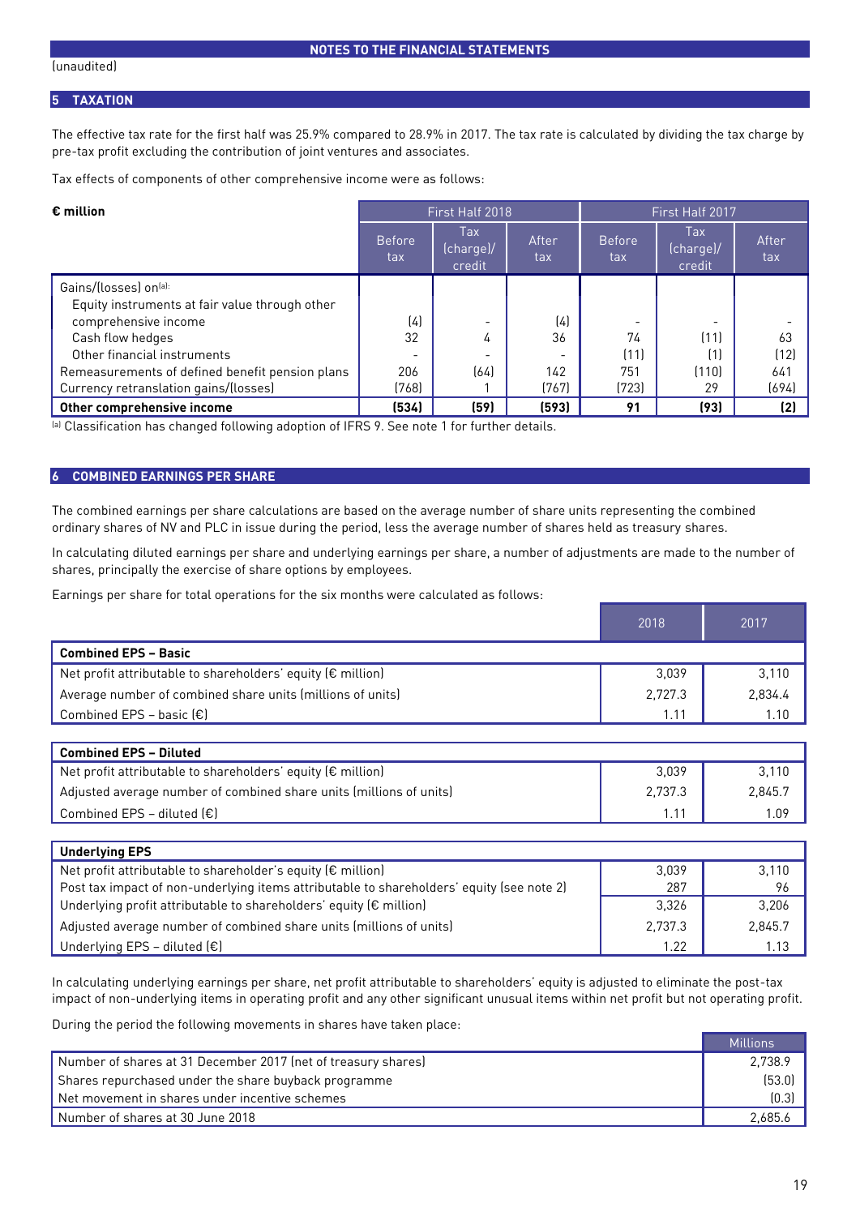NOTES TO THE FINANCIAL STATEMENTS

(unaudited)

## 5 TAXATION

The effective tax rate for the first half was 25.9% compared to 28.9% in 2017. The tax rate is calculated by dividing the tax charge by pre-tax profit excluding the contribution of joint ventures and associates.

Tax effects of components of other comprehensive income were as follows:

| € million | First Half 2018 | | | First Half 2017 | | |
|---|---|---|---|---|---|---|
| | Before tax | Tax (charge)/ credit | After tax | Before tax | Tax (charge)/ credit | After tax |
| Gains/(losses) on[a]: | | | | | | |
| Equity instruments at fair value through other comprehensive income | (4) | - | (4) | - | - | - |
| Cash flow hedges | 32 | 4 | 36 | 74 | (11) | 63 |
| Other financial instruments | - | - | - | (11) | (1) | (12) |
| Remeasurements of defined benefit pension plans | 206 | (64) | 142 | 751 | (110) | 641 |
| Currency retranslation gains/(losses) | (768) | 1 | (767) | (723) | 29 | (694) |
| **Other comprehensive income** | **(534)** | **(59)** | **(593)** | **91** | **(93)** | **(2)** |

[a] Classification has changed following adoption of IFRS 9. See note 1 for further details.

## 6 COMBINED EARNINGS PER SHARE

The combined earnings per share calculations are based on the average number of share units representing the combined ordinary shares of NV and PLC in issue during the period, less the average number of shares held as treasury shares.

In calculating diluted earnings per share and underlying earnings per share, a number of adjustments are made to the number of shares, principally the exercise of share options by employees.

Earnings per share for total operations for the six months were calculated as follows:

| | 2018 | 2017 |
|---|---|---|
| **Combined EPS – Basic** | | |
| Net profit attributable to shareholders' equity (€ million) | 3,039 | 3,110 |
| Average number of combined share units (millions of units) | 2,727.3 | 2,834.4 |
| Combined EPS – basic (€) | 1.11 | 1.10 |
| | | |
| **Combined EPS – Diluted** | | |
| Net profit attributable to shareholders' equity (€ million) | 3,039 | 3,110 |
| Adjusted average number of combined share units (millions of units) | 2,737.3 | 2,845.7 |
| Combined EPS – diluted (€) | 1.11 | 1.09 |
| | | |
| **Underlying EPS** | | |
| Net profit attributable to shareholder's equity (€ million) | 3,039 | 3,110 |
| Post tax impact of non-underlying items attributable to shareholders' equity (see note 2) | 287 | 96 |
| Underlying profit attributable to shareholders' equity (€ million) | 3,326 | 3,206 |
| Adjusted average number of combined share units (millions of units) | 2,737.3 | 2,845.7 |
| Underlying EPS – diluted (€) | 1.22 | 1.13 |

In calculating underlying earnings per share, net profit attributable to shareholders' equity is adjusted to eliminate the post-tax impact of non-underlying items in operating profit and any other significant unusual items within net profit but not operating profit.

During the period the following movements in shares have taken place:

| | Millions |
|---|---|
| Number of shares at 31 December 2017 (net of treasury shares) | 2,738.9 |
| Shares repurchased under the share buyback programme | (53.0) |
| Net movement in shares under incentive schemes | (0.3) |
| Number of shares at 30 June 2018 | 2,685.6 |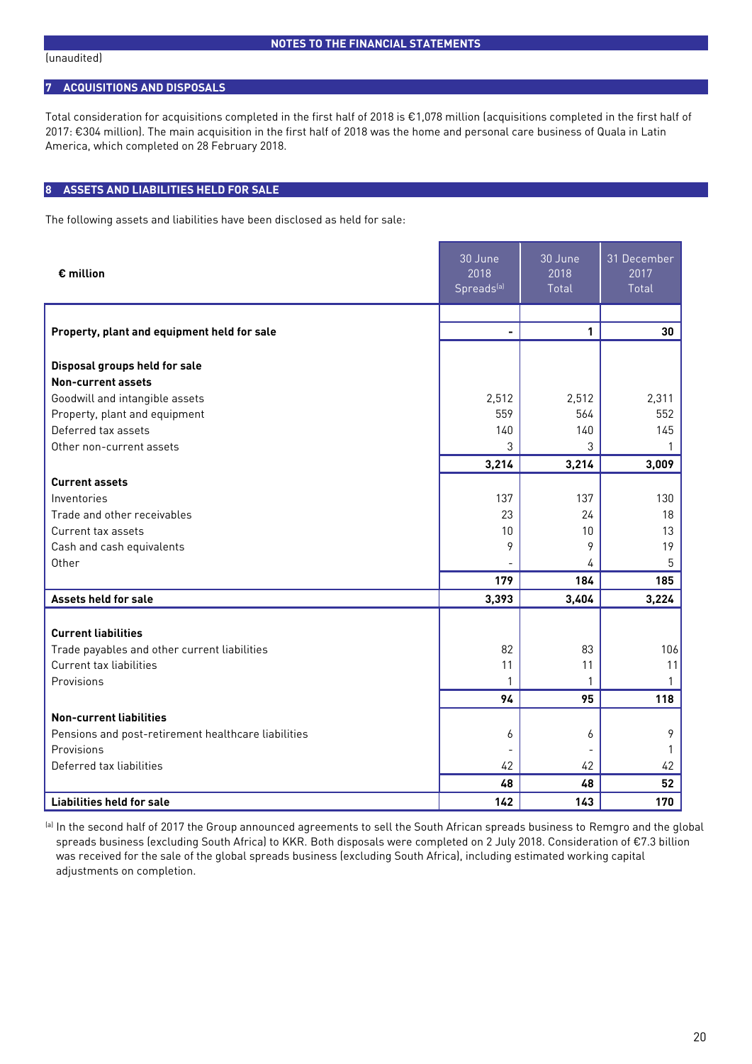(unaudited)

## 7 ACQUISITIONS AND DISPOSALS

Total consideration for acquisitions completed in the first half of 2018 is €1,078 million (acquisitions completed in the first half of 2017: €304 million). The main acquisition in the first half of 2018 was the home and personal care business of Quala in Latin America, which completed on 28 February 2018.

## 8 ASSETS AND LIABILITIES HELD FOR SALE

The following assets and liabilities have been disclosed as held for sale:

| € million | 30 June 2018 Spreads[a] | 30 June 2018 Total | 31 December 2017 Total |
|---|---|---|---|
| **Property, plant and equipment held for sale** | **-** | **1** | **30** |
| **Disposal groups held for sale** | | | |
| **Non-current assets** | | | |
| Goodwill and intangible assets | 2,512 | 2,512 | 2,311 |
| Property, plant and equipment | 559 | 564 | 552 |
| Deferred tax assets | 140 | 140 | 145 |
| Other non-current assets | 3 | 3 | 1 |
| | **3,214** | **3,214** | **3,009** |
| **Current assets** | | | |
| Inventories | 137 | 137 | 130 |
| Trade and other receivables | 23 | 24 | 18 |
| Current tax assets | 10 | 10 | 13 |
| Cash and cash equivalents | 9 | 9 | 19 |
| Other | - | 4 | 5 |
| | **179** | **184** | **185** |
| **Assets held for sale** | **3,393** | **3,404** | **3,224** |
| **Current liabilities** | | | |
| Trade payables and other current liabilities | 82 | 83 | 106 |
| Current tax liabilities | 11 | 11 | 11 |
| Provisions | 1 | 1 | 1 |
| | **94** | **95** | **118** |
| **Non-current liabilities** | | | |
| Pensions and post-retirement healthcare liabilities | 6 | 6 | 9 |
| Provisions | - | - | 1 |
| Deferred tax liabilities | 42 | 42 | 42 |
| | **48** | **48** | **52** |
| **Liabilities held for sale** | **142** | **143** | **170** |

[a] In the second half of 2017 the Group announced agreements to sell the South African spreads business to Remgro and the global spreads business (excluding South Africa) to KKR. Both disposals were completed on 2 July 2018. Consideration of €7.3 billion was received for the sale of the global spreads business (excluding South Africa), including estimated working capital adjustments on completion.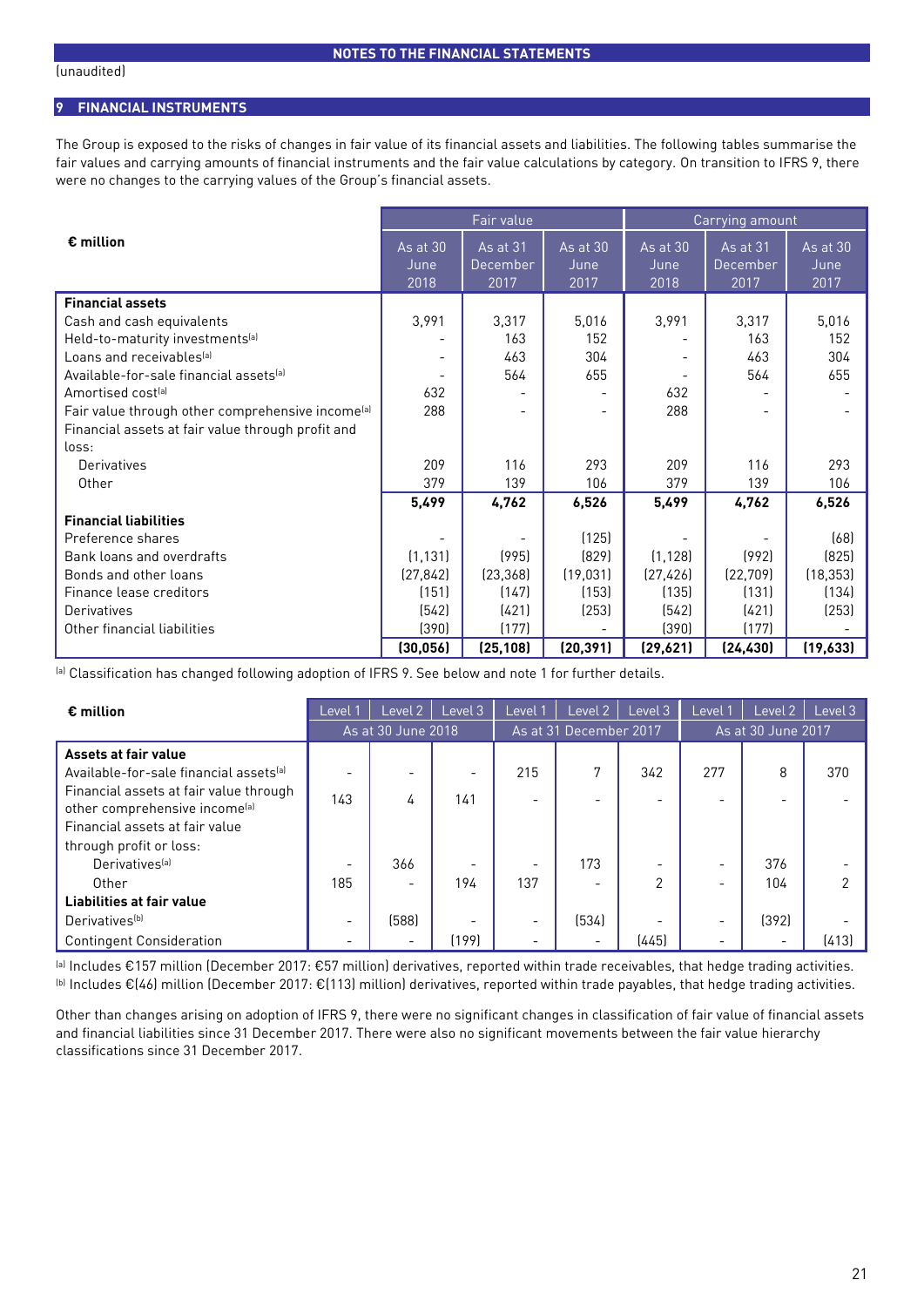(unaudited)

## 9 FINANCIAL INSTRUMENTS

The Group is exposed to the risks of changes in fair value of its financial assets and liabilities. The following tables summarise the fair values and carrying amounts of financial instruments and the fair value calculations by category. On transition to IFRS 9, there were no changes to the carrying values of the Group's financial assets.

| € million | Fair value | | | Carrying amount | | |
|---|---|---|---|---|---|---|
| | As at 30 June 2018 | As at 31 December 2017 | As at 30 June 2017 | As at 30 June 2018 | As at 31 December 2017 | As at 30 June 2017 |
| **Financial assets** | | | | | | |
| Cash and cash equivalents | 3,991 | 3,317 | 5,016 | 3,991 | 3,317 | 5,016 |
| Held-to-maturity investments[a] | - | 163 | 152 | - | 163 | 152 |
| Loans and receivables[a] | - | 463 | 304 | - | 463 | 304 |
| Available-for-sale financial assets[a] | - | 564 | 655 | - | 564 | 655 |
| Amortised cost[a] | 632 | - | - | 632 | - | - |
| Fair value through other comprehensive income[a] | 288 | - | - | 288 | - | - |
| Financial assets at fair value through profit and loss: | | | | | | |
| Derivatives | 209 | 116 | 293 | 209 | 116 | 293 |
| Other | 379 | 139 | 106 | 379 | 139 | 106 |
| | **5,499** | **4,762** | **6,526** | **5,499** | **4,762** | **6,526** |
| **Financial liabilities** | | | | | | |
| Preference shares | - | - | (125) | - | - | (68) |
| Bank loans and overdrafts | (1,131) | (995) | (829) | (1,128) | (992) | (825) |
| Bonds and other loans | (27,842) | (23,368) | (19,031) | (27,426) | (22,709) | (18,353) |
| Finance lease creditors | (151) | (147) | (153) | (135) | (131) | (134) |
| Derivatives | (542) | (421) | (253) | (542) | (421) | (253) |
| Other financial liabilities | (390) | (177) | - | (390) | (177) | - |
| | **(30,056)** | **(25,108)** | **(20,391)** | **(29,621)** | **(24,430)** | **(19,633)** |

[a] Classification has changed following adoption of IFRS 9. See below and note 1 for further details.

| € million | Level 1 | Level 2 | Level 3 | Level 1 | Level 2 | Level 3 | Level 1 | Level 2 | Level 3 |
|---|---|---|---|---|---|---|---|---|---|
| | As at 30 June 2018 | | | As at 31 December 2017 | | | As at 30 June 2017 | | |
| **Assets at fair value** | | | | | | | | | |
| Available-for-sale financial assets[a] | - | - | - | 215 | 7 | 342 | 277 | 8 | 370 |
| Financial assets at fair value through other comprehensive income[a] | 143 | 4 | 141 | - | - | - | - | - | - |
| Financial assets at fair value through profit or loss: | | | | | | | | | |
| Derivatives[a] | - | 366 | - | - | 173 | - | - | 376 | - |
| Other | 185 | - | 194 | 137 | - | 2 | - | 104 | 2 |
| **Liabilities at fair value** | | | | | | | | | |
| Derivatives[b] | - | (588) | - | - | (534) | - | - | (392) | - |
| Contingent Consideration | - | - | (199) | - | - | (445) | - | - | (413) |

[a] Includes €157 million (December 2017: €57 million) derivatives, reported within trade receivables, that hedge trading activities.
[b] Includes €(46) million (December 2017: €(113) million) derivatives, reported within trade payables, that hedge trading activities.

Other than changes arising on adoption of IFRS 9, there were no significant changes in classification of fair value of financial assets and financial liabilities since 31 December 2017. There were also no significant movements between the fair value hierarchy classifications since 31 December 2017.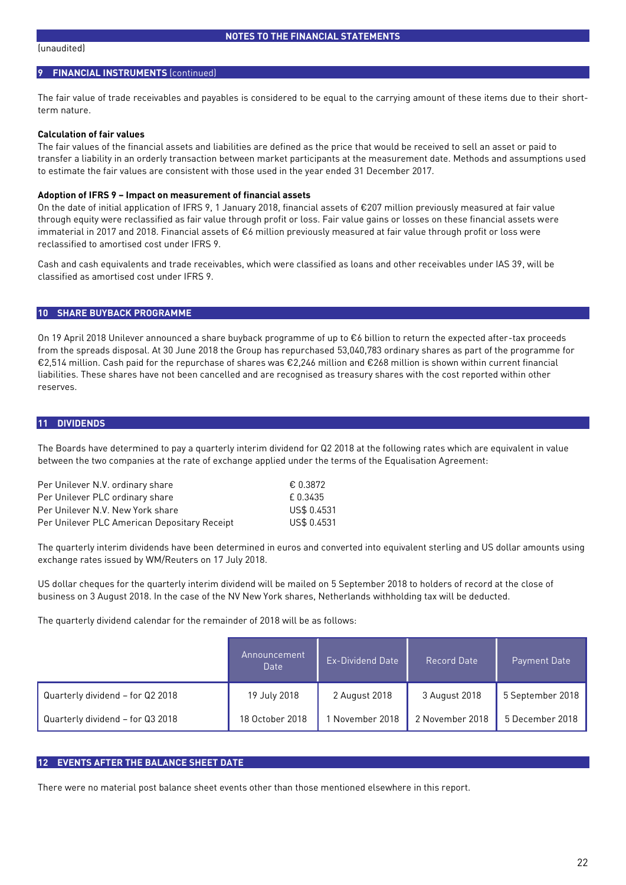NOTES TO THE FINANCIAL STATEMENTS

(unaudited)

## 9 FINANCIAL INSTRUMENTS (continued)

The fair value of trade receivables and payables is considered to be equal to the carrying amount of these items due to their short-term nature.

**Calculation of fair values**

The fair values of the financial assets and liabilities are defined as the price that would be received to sell an asset or paid to transfer a liability in an orderly transaction between market participants at the measurement date. Methods and assumptions used to estimate the fair values are consistent with those used in the year ended 31 December 2017.

**Adoption of IFRS 9 – Impact on measurement of financial assets**

On the date of initial application of IFRS 9, 1 January 2018, financial assets of €207 million previously measured at fair value through equity were reclassified as fair value through profit or loss. Fair value gains or losses on these financial assets were immaterial in 2017 and 2018. Financial assets of €6 million previously measured at fair value through profit or loss were reclassified to amortised cost under IFRS 9.

Cash and cash equivalents and trade receivables, which were classified as loans and other receivables under IAS 39, will be classified as amortised cost under IFRS 9.

## 10 SHARE BUYBACK PROGRAMME

On 19 April 2018 Unilever announced a share buyback programme of up to €6 billion to return the expected after-tax proceeds from the spreads disposal. At 30 June 2018 the Group has repurchased 53,040,783 ordinary shares as part of the programme for €2,514 million. Cash paid for the repurchase of shares was €2,246 million and €268 million is shown within current financial liabilities. These shares have not been cancelled and are recognised as treasury shares with the cost reported within other reserves.

## 11 DIVIDENDS

The Boards have determined to pay a quarterly interim dividend for Q2 2018 at the following rates which are equivalent in value between the two companies at the rate of exchange applied under the terms of the Equalisation Agreement:

| | |
|---|---|
| Per Unilever N.V. ordinary share | € 0.3872 |
| Per Unilever PLC ordinary share | £ 0.3435 |
| Per Unilever N.V. New York share | US$ 0.4531 |
| Per Unilever PLC American Depositary Receipt | US$ 0.4531 |

The quarterly interim dividends have been determined in euros and converted into equivalent sterling and US dollar amounts using exchange rates issued by WM/Reuters on 17 July 2018.

US dollar cheques for the quarterly interim dividend will be mailed on 5 September 2018 to holders of record at the close of business on 3 August 2018. In the case of the NV New York shares, Netherlands withholding tax will be deducted.

The quarterly dividend calendar for the remainder of 2018 will be as follows:

| | Announcement Date | Ex-Dividend Date | Record Date | Payment Date |
|---|---|---|---|---|
| Quarterly dividend – for Q2 2018 | 19 July 2018 | 2 August 2018 | 3 August 2018 | 5 September 2018 |
| Quarterly dividend – for Q3 2018 | 18 October 2018 | 1 November 2018 | 2 November 2018 | 5 December 2018 |

## 12 EVENTS AFTER THE BALANCE SHEET DATE

There were no material post balance sheet events other than those mentioned elsewhere in this report.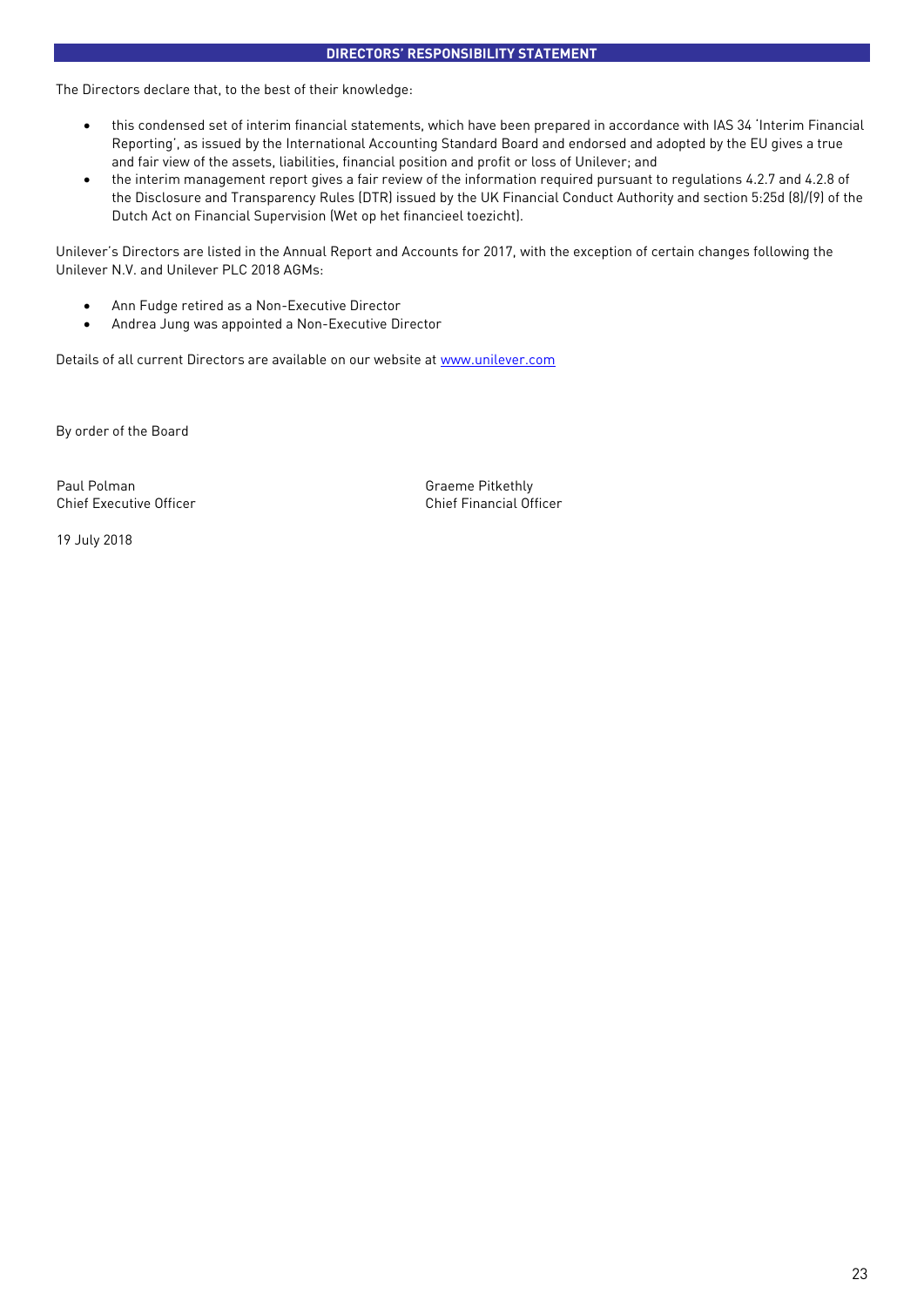## DIRECTORS' RESPONSIBILITY STATEMENT

The Directors declare that, to the best of their knowledge:

- this condensed set of interim financial statements, which have been prepared in accordance with IAS 34 'Interim Financial Reporting', as issued by the International Accounting Standard Board and endorsed and adopted by the EU gives a true and fair view of the assets, liabilities, financial position and profit or loss of Unilever; and
- the interim management report gives a fair review of the information required pursuant to regulations 4.2.7 and 4.2.8 of the Disclosure and Transparency Rules (DTR) issued by the UK Financial Conduct Authority and section 5:25d (8)/(9) of the Dutch Act on Financial Supervision (Wet op het financieel toezicht).

Unilever's Directors are listed in the Annual Report and Accounts for 2017, with the exception of certain changes following the Unilever N.V. and Unilever PLC 2018 AGMs:

- Ann Fudge retired as a Non-Executive Director
- Andrea Jung was appointed a Non-Executive Director

Details of all current Directors are available on our website at www.unilever.com

By order of the Board

Paul Polman
Chief Executive Officer

Graeme Pitkethly
Chief Financial Officer

19 July 2018